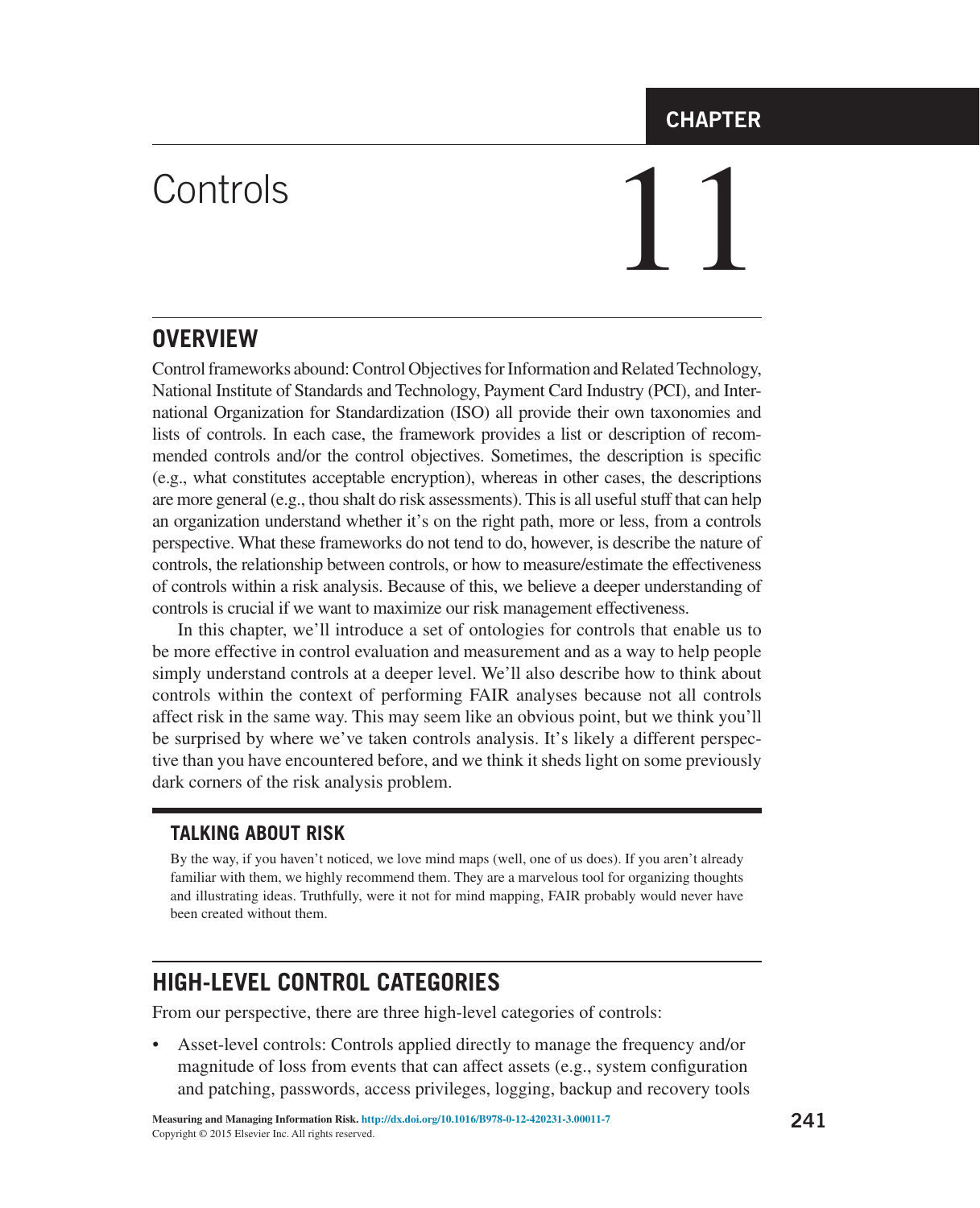# CHAPTER 11

# Controls

## OVERVIEW

Control frameworks abound: Control Objectives for Information and Related Technology, National Institute of Standards and Technology, Payment Card Industry (PCI), and International Organization for Standardization (ISO) all provide their own taxonomies and lists of controls. In each case, the framework provides a list or description of recommended controls and/or the control objectives. Sometimes, the description is specific (e.g., what constitutes acceptable encryption), whereas in other cases, the descriptions are more general (e.g., thou shalt do risk assessments). This is all useful stuff that can help an organization understand whether it's on the right path, more or less, from a controls perspective. What these frameworks do not tend to do, however, is describe the nature of controls, the relationship between controls, or how to measure/estimate the effectiveness of controls within a risk analysis. Because of this, we believe a deeper understanding of controls is crucial if we want to maximize our risk management effectiveness.

In this chapter, we'll introduce a set of ontologies for controls that enable us to be more effective in control evaluation and measurement and as a way to help people simply understand controls at a deeper level. We'll also describe how to think about controls within the context of performing FAIR analyses because not all controls affect risk in the same way. This may seem like an obvious point, but we think you'll be surprised by where we've taken controls analysis. It's likely a different perspective than you have encountered before, and we think it sheds light on some previously dark corners of the risk analysis problem.

### TALKING ABOUT RISK

By the way, if you haven't noticed, we love mind maps (well, one of us does). If you aren't already familiar with them, we highly recommend them. They are a marvelous tool for organizing thoughts and illustrating ideas. Truthfully, were it not for mind mapping, FAIR probably would never have been created without them.

## HIGH-LEVEL CONTROL CATEGORIES

From our perspective, there are three high-level categories of controls:

- Asset-level controls: Controls applied directly to manage the frequency and/or magnitude of loss from events that can affect assets (e.g., system configuration and patching, passwords, access privileges, logging, backup and recovery tools

Measuring and Managing Information Risk. http://dx.doi.org/10.1016/B978-0-12-420231-3.00011-7
Copyright © 2015 Elsevier Inc. All rights reserved.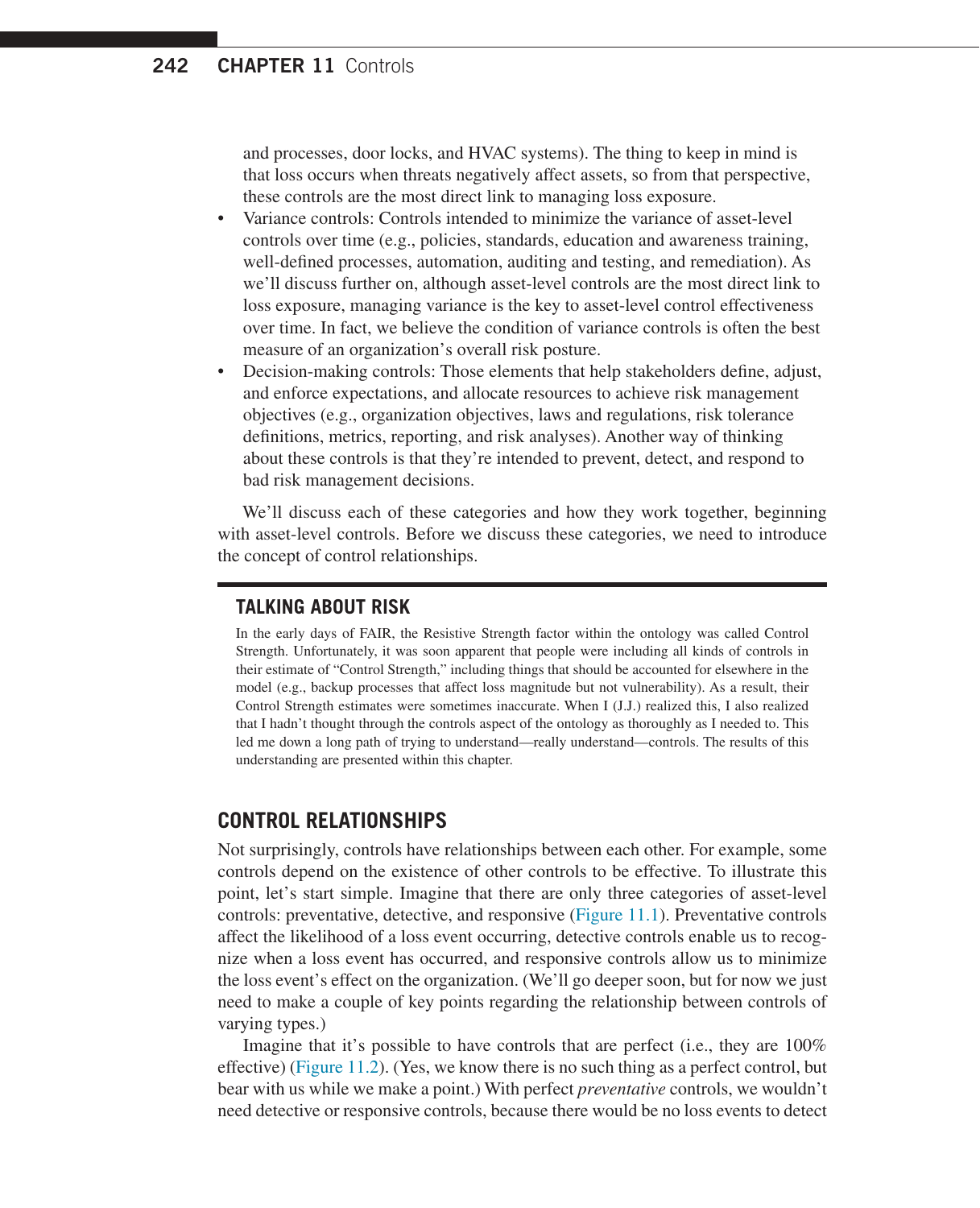and processes, door locks, and HVAC systems). The thing to keep in mind is that loss occurs when threats negatively affect assets, so from that perspective, these controls are the most direct link to managing loss exposure.

- Variance controls: Controls intended to minimize the variance of asset-level controls over time (e.g., policies, standards, education and awareness training, well-defined processes, automation, auditing and testing, and remediation). As we'll discuss further on, although asset-level controls are the most direct link to loss exposure, managing variance is the key to asset-level control effectiveness over time. In fact, we believe the condition of variance controls is often the best measure of an organization's overall risk posture.
- Decision-making controls: Those elements that help stakeholders define, adjust, and enforce expectations, and allocate resources to achieve risk management objectives (e.g., organization objectives, laws and regulations, risk tolerance definitions, metrics, reporting, and risk analyses). Another way of thinking about these controls is that they're intended to prevent, detect, and respond to bad risk management decisions.

We'll discuss each of these categories and how they work together, beginning with asset-level controls. Before we discuss these categories, we need to introduce the concept of control relationships.

> **TALKING ABOUT RISK**
>
> In the early days of FAIR, the Resistive Strength factor within the ontology was called Control Strength. Unfortunately, it was soon apparent that people were including all kinds of controls in their estimate of "Control Strength," including things that should be accounted for elsewhere in the model (e.g., backup processes that affect loss magnitude but not vulnerability). As a result, their Control Strength estimates were sometimes inaccurate. When I (J.J.) realized this, I also realized that I hadn't thought through the controls aspect of the ontology as thoroughly as I needed to. This led me down a long path of trying to understand—really understand—controls. The results of this understanding are presented within this chapter.

## CONTROL RELATIONSHIPS

Not surprisingly, controls have relationships between each other. For example, some controls depend on the existence of other controls to be effective. To illustrate this point, let's start simple. Imagine that there are only three categories of asset-level controls: preventative, detective, and responsive (Figure 11.1). Preventative controls affect the likelihood of a loss event occurring, detective controls enable us to recognize when a loss event has occurred, and responsive controls allow us to minimize the loss event's effect on the organization. (We'll go deeper soon, but for now we just need to make a couple of key points regarding the relationship between controls of varying types.)

Imagine that it's possible to have controls that are perfect (i.e., they are 100% effective) (Figure 11.2). (Yes, we know there is no such thing as a perfect control, but bear with us while we make a point.) With perfect *preventative* controls, we wouldn't need detective or responsive controls, because there would be no loss events to detect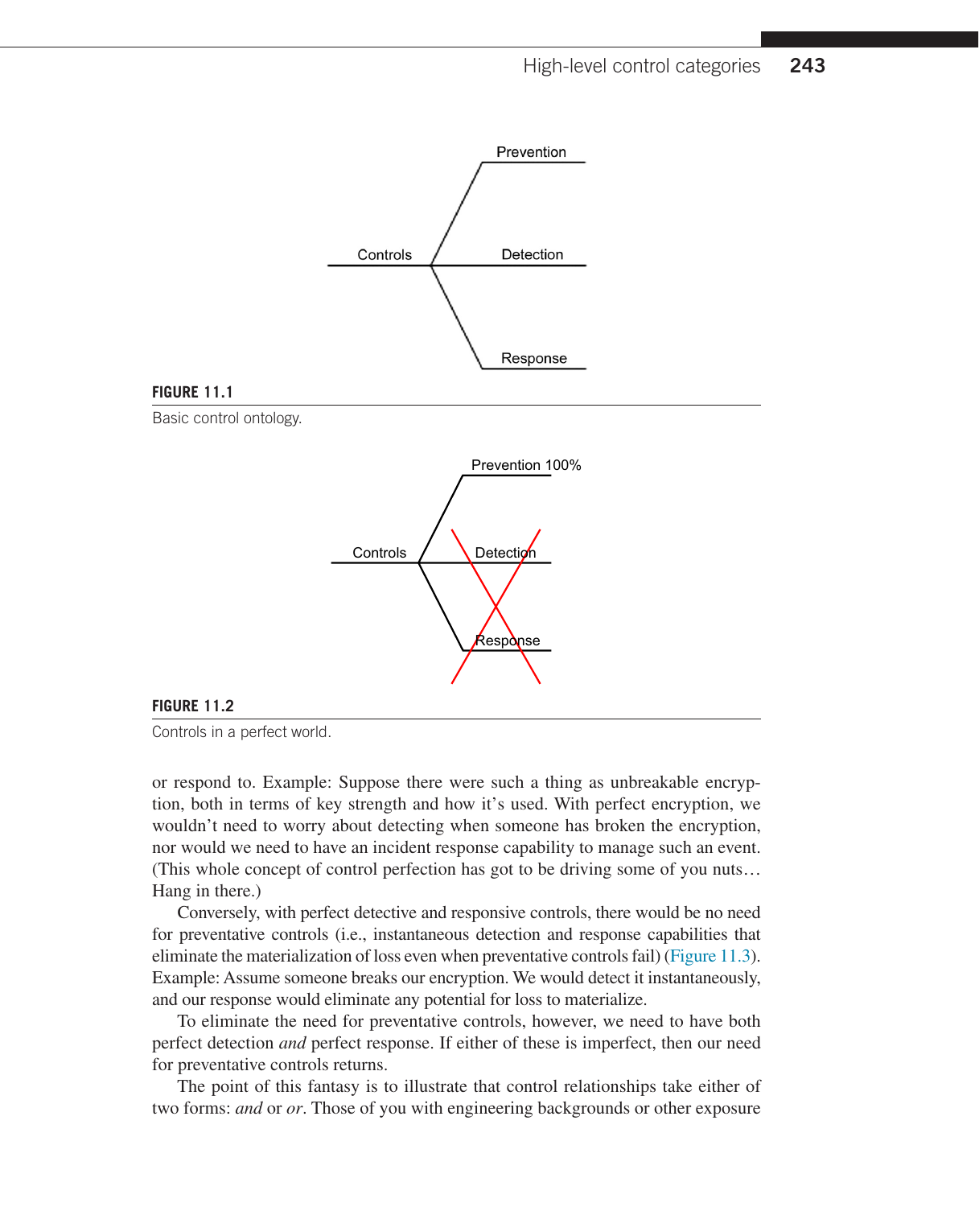**FIGURE 11.1**

Basic control ontology.

**FIGURE 11.2**

Controls in a perfect world.

or respond to. Example: Suppose there were such a thing as unbreakable encryption, both in terms of key strength and how it's used. With perfect encryption, we wouldn't need to worry about detecting when someone has broken the encryption, nor would we need to have an incident response capability to manage such an event. (This whole concept of control perfection has got to be driving some of you nuts… Hang in there.)

Conversely, with perfect detective and responsive controls, there would be no need for preventative controls (i.e., instantaneous detection and response capabilities that eliminate the materialization of loss even when preventative controls fail) (Figure 11.3). Example: Assume someone breaks our encryption. We would detect it instantaneously, and our response would eliminate any potential for loss to materialize.

To eliminate the need for preventative controls, however, we need to have both perfect detection *and* perfect response. If either of these is imperfect, then our need for preventative controls returns.

The point of this fantasy is to illustrate that control relationships take either of two forms: *and* or *or*. Those of you with engineering backgrounds or other exposure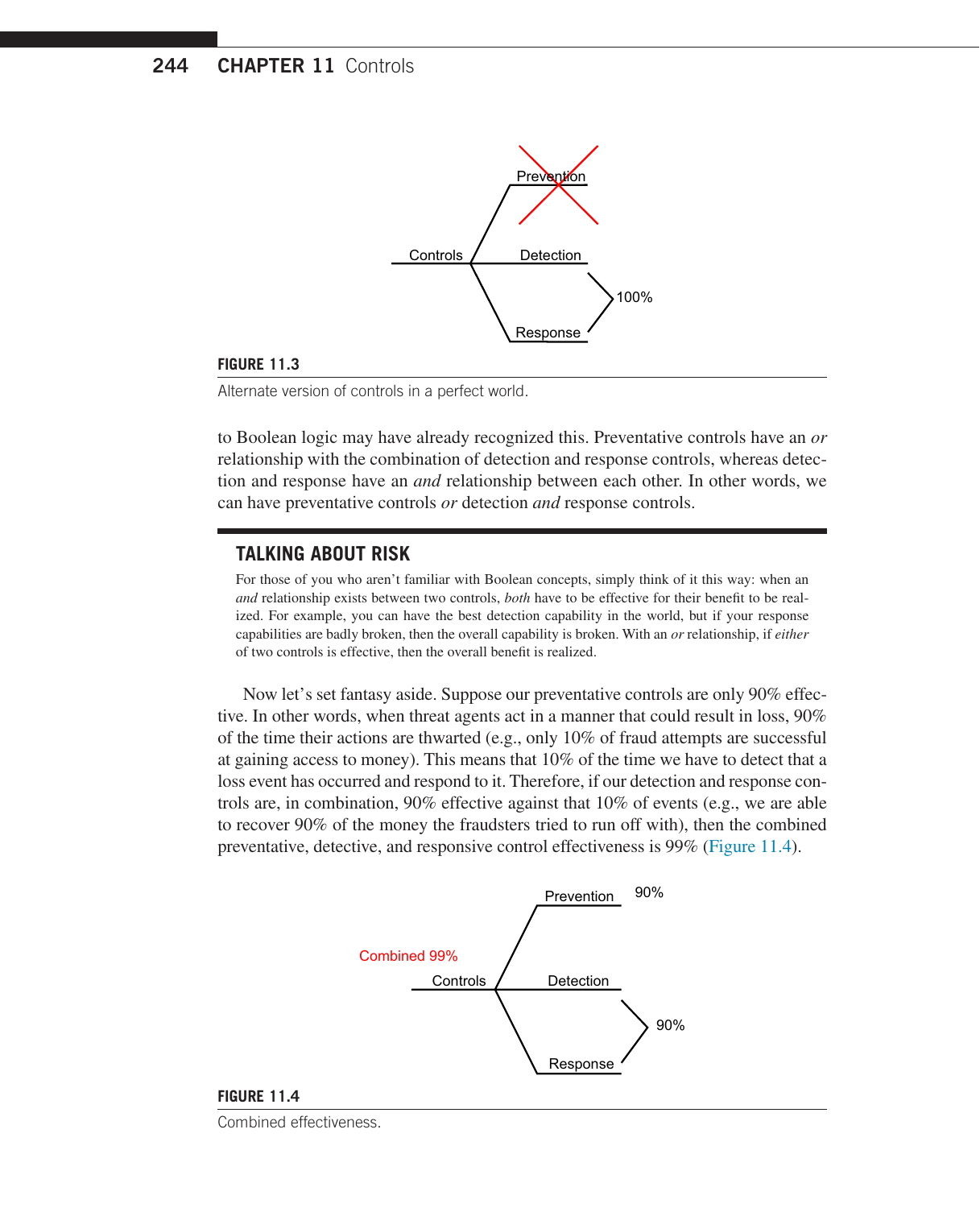**FIGURE 11.3**

Alternate version of controls in a perfect world.

to Boolean logic may have already recognized this. Preventative controls have an *or* relationship with the combination of detection and response controls, whereas detection and response have an *and* relationship between each other. In other words, we can have preventative controls *or* detection *and* response controls.

## TALKING ABOUT RISK

For those of you who aren't familiar with Boolean concepts, simply think of it this way: when an *and* relationship exists between two controls, *both* have to be effective for their benefit to be realized. For example, you can have the best detection capability in the world, but if your response capabilities are badly broken, then the overall capability is broken. With an *or* relationship, if *either* of two controls is effective, then the overall benefit is realized.

Now let's set fantasy aside. Suppose our preventative controls are only 90% effective. In other words, when threat agents act in a manner that could result in loss, 90% of the time their actions are thwarted (e.g., only 10% of fraud attempts are successful at gaining access to money). This means that 10% of the time we have to detect that a loss event has occurred and respond to it. Therefore, if our detection and response controls are, in combination, 90% effective against that 10% of events (e.g., we are able to recover 90% of the money the fraudsters tried to run off with), then the combined preventative, detective, and responsive control effectiveness is 99% (Figure 11.4).

**FIGURE 11.4**

Combined effectiveness.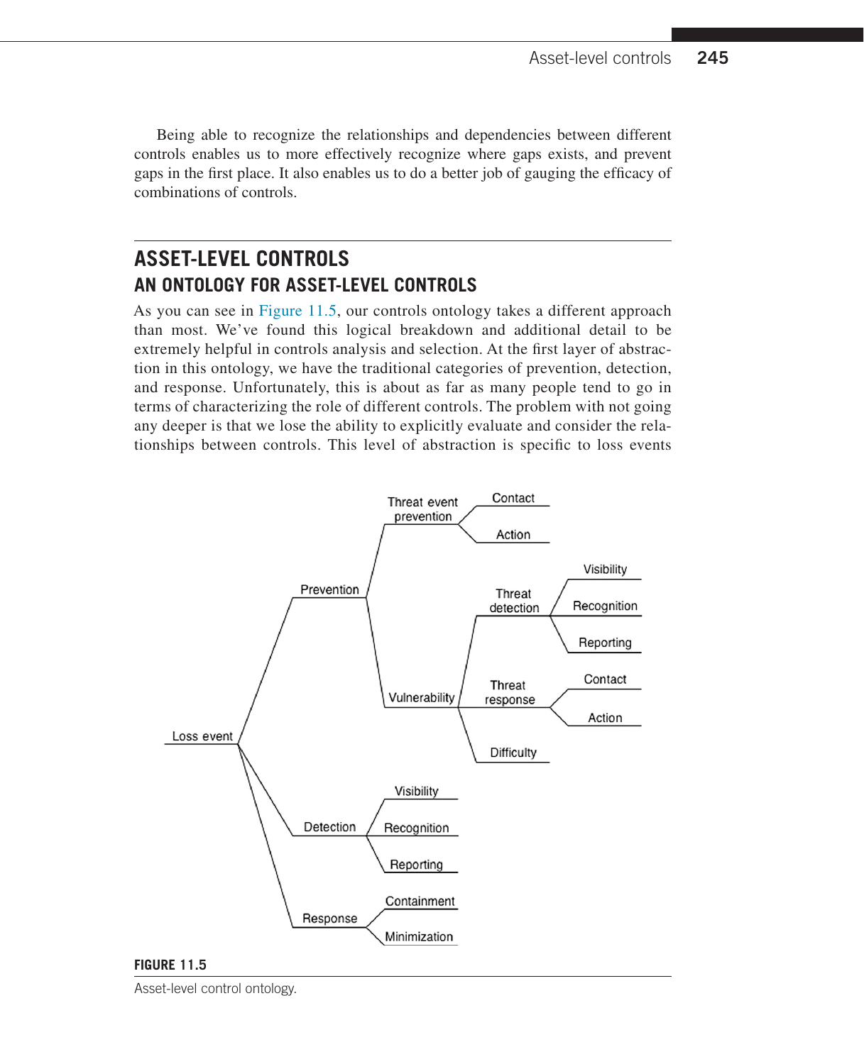Being able to recognize the relationships and dependencies between different controls enables us to more effectively recognize where gaps exists, and prevent gaps in the first place. It also enables us to do a better job of gauging the efficacy of combinations of controls.

## ASSET-LEVEL CONTROLS

### AN ONTOLOGY FOR ASSET-LEVEL CONTROLS

As you can see in Figure 11.5, our controls ontology takes a different approach than most. We've found this logical breakdown and additional detail to be extremely helpful in controls analysis and selection. At the first layer of abstraction in this ontology, we have the traditional categories of prevention, detection, and response. Unfortunately, this is about as far as many people tend to go in terms of characterizing the role of different controls. The problem with not going any deeper is that we lose the ability to explicitly evaluate and consider the relationships between controls. This level of abstraction is specific to loss events

- Loss event
  - Prevention
    - Threat event prevention
      - Contact
      - Action
    - Vulnerability
      - Threat detection
        - Visibility
        - Recognition
        - Reporting
      - Threat response
        - Contact
        - Action
      - Difficulty
  - Detection
    - Visibility
    - Recognition
    - Reporting
  - Response
    - Containment
    - Minimization

**FIGURE 11.5**

Asset-level control ontology.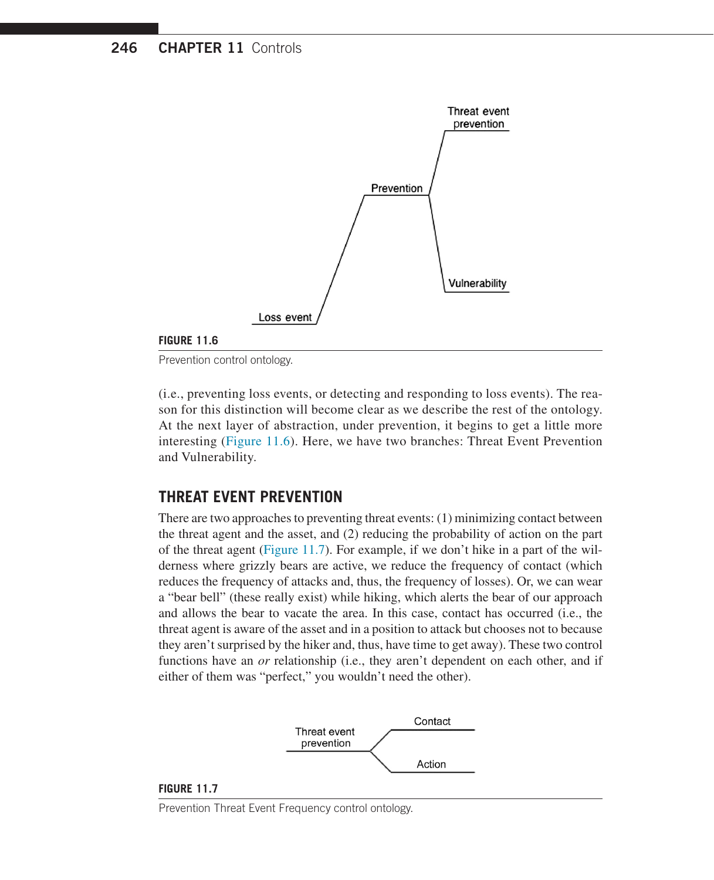FIGURE 11.6

Prevention control ontology.

(i.e., preventing loss events, or detecting and responding to loss events). The reason for this distinction will become clear as we describe the rest of the ontology. At the next layer of abstraction, under prevention, it begins to get a little more interesting (Figure 11.6). Here, we have two branches: Threat Event Prevention and Vulnerability.

## THREAT EVENT PREVENTION

There are two approaches to preventing threat events: (1) minimizing contact between the threat agent and the asset, and (2) reducing the probability of action on the part of the threat agent (Figure 11.7). For example, if we don't hike in a part of the wilderness where grizzly bears are active, we reduce the frequency of contact (which reduces the frequency of attacks and, thus, the frequency of losses). Or, we can wear a "bear bell" (these really exist) while hiking, which alerts the bear of our approach and allows the bear to vacate the area. In this case, contact has occurred (i.e., the threat agent is aware of the asset and in a position to attack but chooses not to because they aren't surprised by the hiker and, thus, have time to get away). These two control functions have an *or* relationship (i.e., they aren't dependent on each other, and if either of them was "perfect," you wouldn't need the other).

FIGURE 11.7

Prevention Threat Event Frequency control ontology.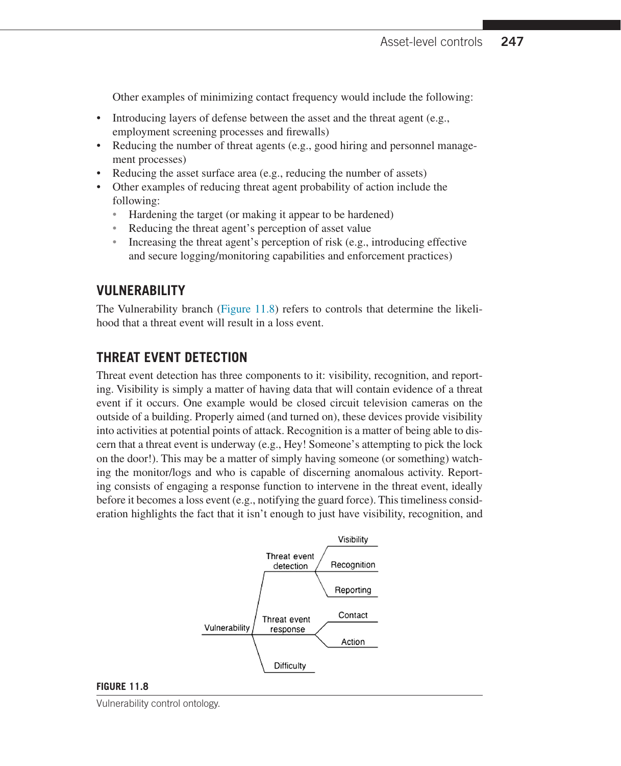Other examples of minimizing contact frequency would include the following:

- Introducing layers of defense between the asset and the threat agent (e.g., employment screening processes and firewalls)
- Reducing the number of threat agents (e.g., good hiring and personnel management processes)
- Reducing the asset surface area (e.g., reducing the number of assets)
- Other examples of reducing threat agent probability of action include the following:
  - Hardening the target (or making it appear to be hardened)
  - Reducing the threat agent's perception of asset value
  - Increasing the threat agent's perception of risk (e.g., introducing effective and secure logging/monitoring capabilities and enforcement practices)

## VULNERABILITY

The Vulnerability branch (Figure 11.8) refers to controls that determine the likelihood that a threat event will result in a loss event.

## THREAT EVENT DETECTION

Threat event detection has three components to it: visibility, recognition, and reporting. Visibility is simply a matter of having data that will contain evidence of a threat event if it occurs. One example would be closed circuit television cameras on the outside of a building. Properly aimed (and turned on), these devices provide visibility into activities at potential points of attack. Recognition is a matter of being able to discern that a threat event is underway (e.g., Hey! Someone's attempting to pick the lock on the door!). This may be a matter of simply having someone (or something) watching the monitor/logs and who is capable of discerning anomalous activity. Reporting consists of engaging a response function to intervene in the threat event, ideally before it becomes a loss event (e.g., notifying the guard force). This timeliness consideration highlights the fact that it isn't enough to just have visibility, recognition, and

Vulnerability
Threat event detection
Visibility
Recognition
Reporting
Threat event response
Contact
Action
Difficulty

**FIGURE 11.8**

Vulnerability control ontology.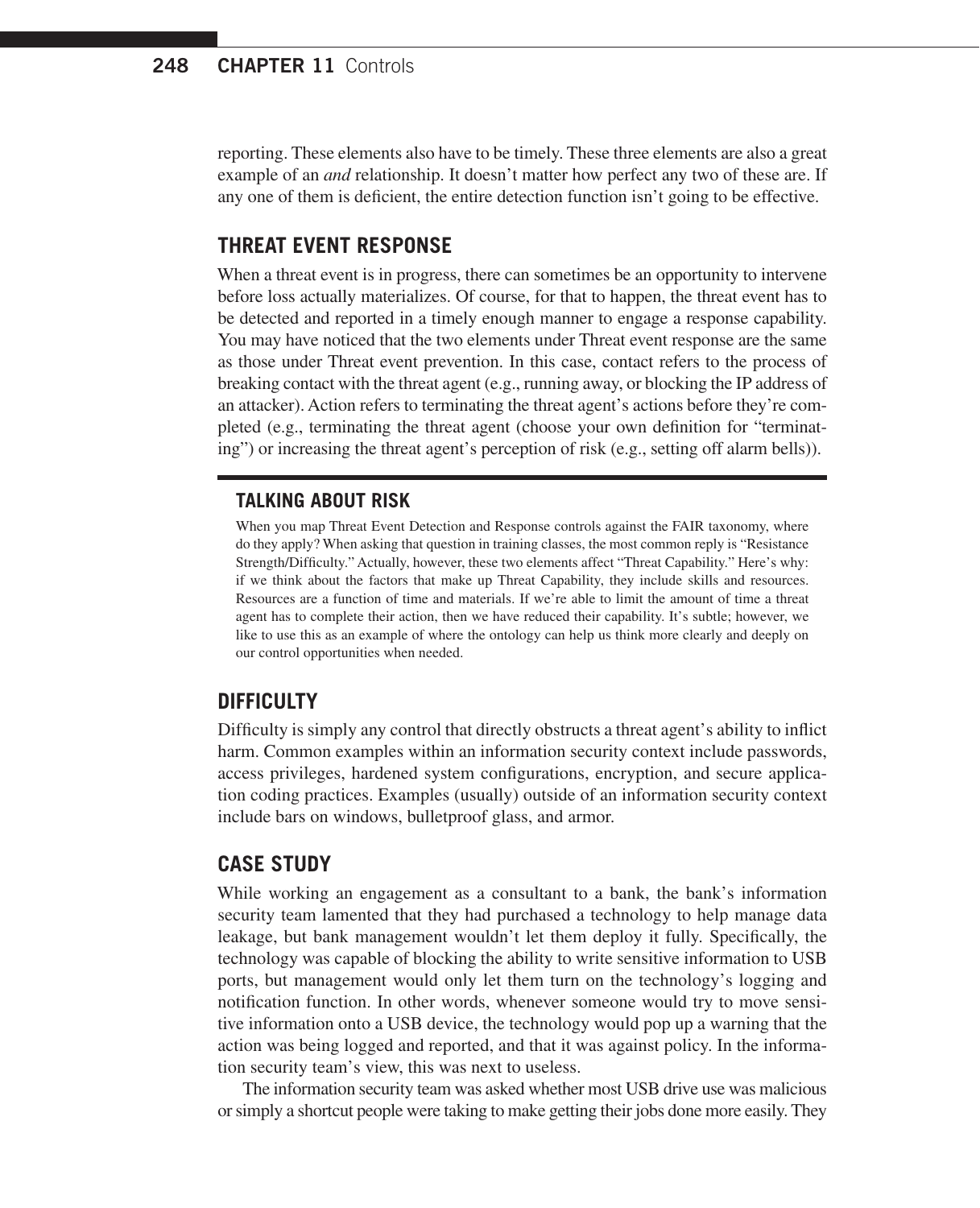reporting. These elements also have to be timely. These three elements are also a great example of an *and* relationship. It doesn't matter how perfect any two of these are. If any one of them is deficient, the entire detection function isn't going to be effective.

## THREAT EVENT RESPONSE

When a threat event is in progress, there can sometimes be an opportunity to intervene before loss actually materializes. Of course, for that to happen, the threat event has to be detected and reported in a timely enough manner to engage a response capability. You may have noticed that the two elements under Threat event response are the same as those under Threat event prevention. In this case, contact refers to the process of breaking contact with the threat agent (e.g., running away, or blocking the IP address of an attacker). Action refers to terminating the threat agent's actions before they're completed (e.g., terminating the threat agent (choose your own definition for "terminating") or increasing the threat agent's perception of risk (e.g., setting off alarm bells)).

> **TALKING ABOUT RISK**
>
> When you map Threat Event Detection and Response controls against the FAIR taxonomy, where do they apply? When asking that question in training classes, the most common reply is "Resistance Strength/Difficulty." Actually, however, these two elements affect "Threat Capability." Here's why: if we think about the factors that make up Threat Capability, they include skills and resources. Resources are a function of time and materials. If we're able to limit the amount of time a threat agent has to complete their action, then we have reduced their capability. It's subtle; however, we like to use this as an example of where the ontology can help us think more clearly and deeply on our control opportunities when needed.

## DIFFICULTY

Difficulty is simply any control that directly obstructs a threat agent's ability to inflict harm. Common examples within an information security context include passwords, access privileges, hardened system configurations, encryption, and secure application coding practices. Examples (usually) outside of an information security context include bars on windows, bulletproof glass, and armor.

## CASE STUDY

While working an engagement as a consultant to a bank, the bank's information security team lamented that they had purchased a technology to help manage data leakage, but bank management wouldn't let them deploy it fully. Specifically, the technology was capable of blocking the ability to write sensitive information to USB ports, but management would only let them turn on the technology's logging and notification function. In other words, whenever someone would try to move sensitive information onto a USB device, the technology would pop up a warning that the action was being logged and reported, and that it was against policy. In the information security team's view, this was next to useless.

The information security team was asked whether most USB drive use was malicious or simply a shortcut people were taking to make getting their jobs done more easily. They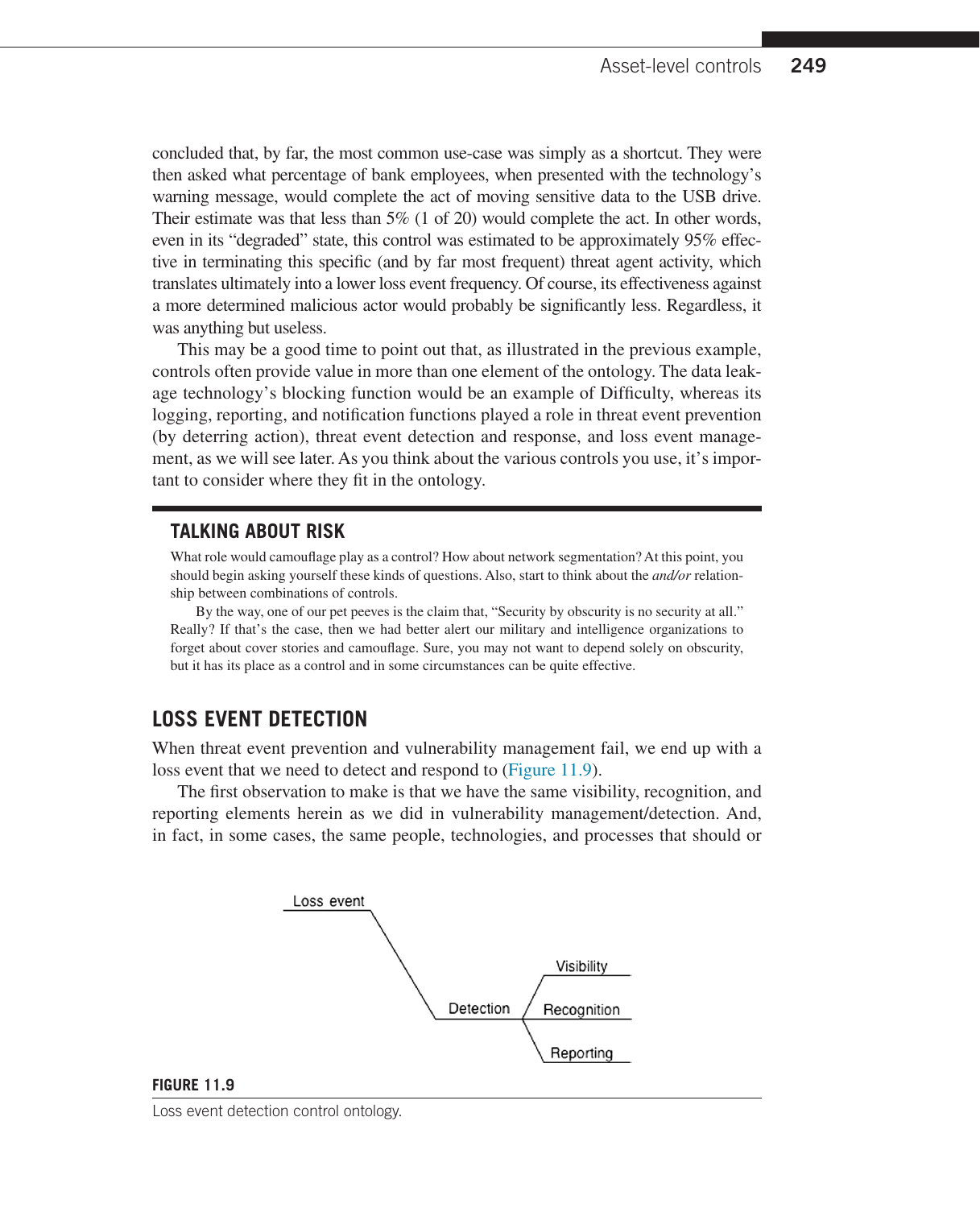concluded that, by far, the most common use-case was simply as a shortcut. They were then asked what percentage of bank employees, when presented with the technology's warning message, would complete the act of moving sensitive data to the USB drive. Their estimate was that less than 5% (1 of 20) would complete the act. In other words, even in its "degraded" state, this control was estimated to be approximately 95% effective in terminating this specific (and by far most frequent) threat agent activity, which translates ultimately into a lower loss event frequency. Of course, its effectiveness against a more determined malicious actor would probably be significantly less. Regardless, it was anything but useless.

This may be a good time to point out that, as illustrated in the previous example, controls often provide value in more than one element of the ontology. The data leakage technology's blocking function would be an example of Difficulty, whereas its logging, reporting, and notification functions played a role in threat event prevention (by deterring action), threat event detection and response, and loss event management, as we will see later. As you think about the various controls you use, it's important to consider where they fit in the ontology.

### TALKING ABOUT RISK

What role would camouflage play as a control? How about network segmentation? At this point, you should begin asking yourself these kinds of questions. Also, start to think about the *and/or* relationship between combinations of controls.

By the way, one of our pet peeves is the claim that, "Security by obscurity is no security at all." Really? If that's the case, then we had better alert our military and intelligence organizations to forget about cover stories and camouflage. Sure, you may not want to depend solely on obscurity, but it has its place as a control and in some circumstances can be quite effective.

## LOSS EVENT DETECTION

When threat event prevention and vulnerability management fail, we end up with a loss event that we need to detect and respond to (Figure 11.9).

The first observation to make is that we have the same visibility, recognition, and reporting elements herein as we did in vulnerability management/detection. And, in fact, in some cases, the same people, technologies, and processes that should or

Loss event

Detection

Visibility

Recognition

Reporting

**FIGURE 11.9**

Loss event detection control ontology.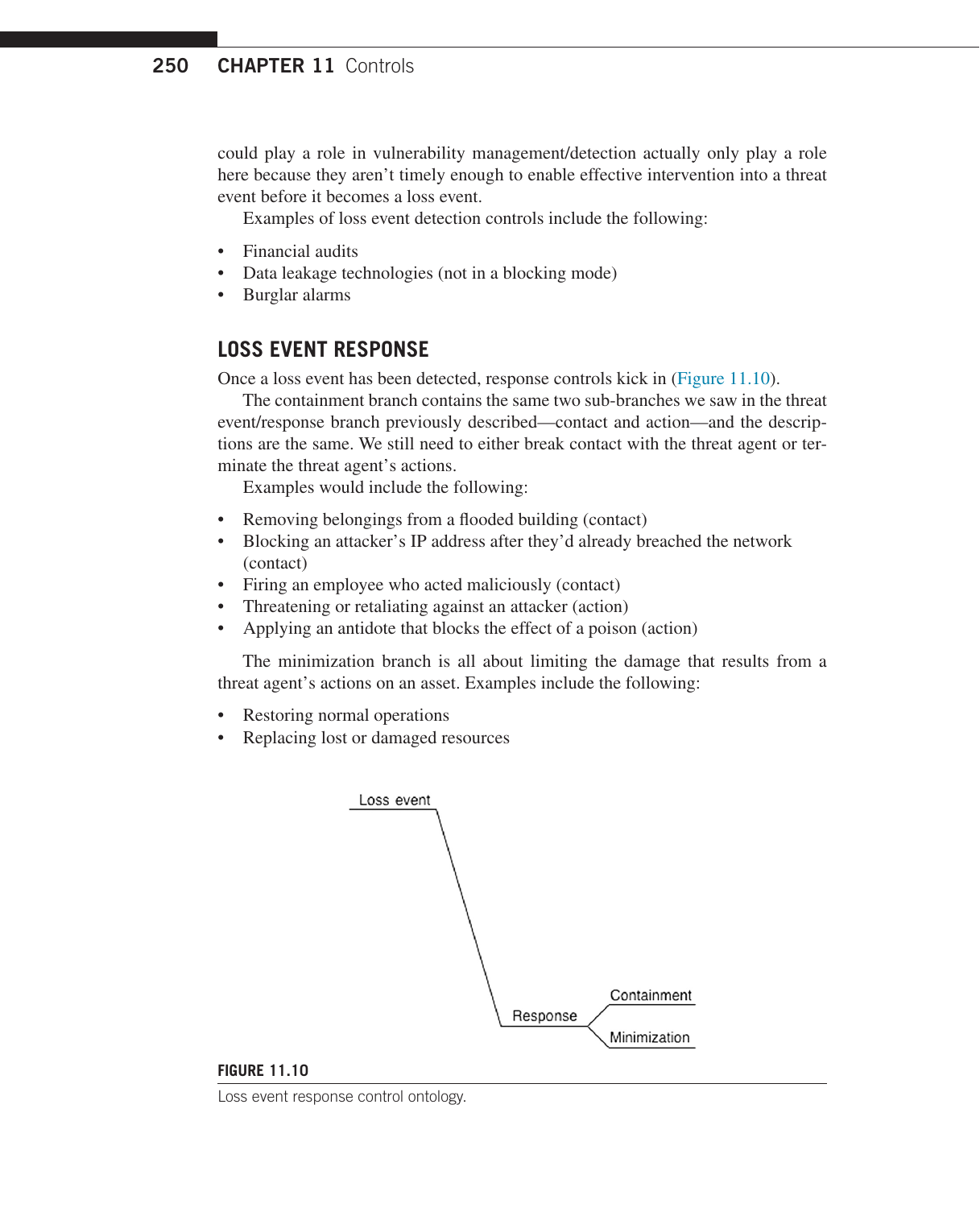could play a role in vulnerability management/detection actually only play a role here because they aren't timely enough to enable effective intervention into a threat event before it becomes a loss event.

Examples of loss event detection controls include the following:

- Financial audits
- Data leakage technologies (not in a blocking mode)
- Burglar alarms

## LOSS EVENT RESPONSE

Once a loss event has been detected, response controls kick in (Figure 11.10).

The containment branch contains the same two sub-branches we saw in the threat event/response branch previously described—contact and action—and the descriptions are the same. We still need to either break contact with the threat agent or terminate the threat agent's actions.

Examples would include the following:

- Removing belongings from a flooded building (contact)
- Blocking an attacker's IP address after they'd already breached the network (contact)
- Firing an employee who acted maliciously (contact)
- Threatening or retaliating against an attacker (action)
- Applying an antidote that blocks the effect of a poison (action)

The minimization branch is all about limiting the damage that results from a threat agent's actions on an asset. Examples include the following:

- Restoring normal operations
- Replacing lost or damaged resources

Loss event

Response

Containment

Minimization

**FIGURE 11.10**

Loss event response control ontology.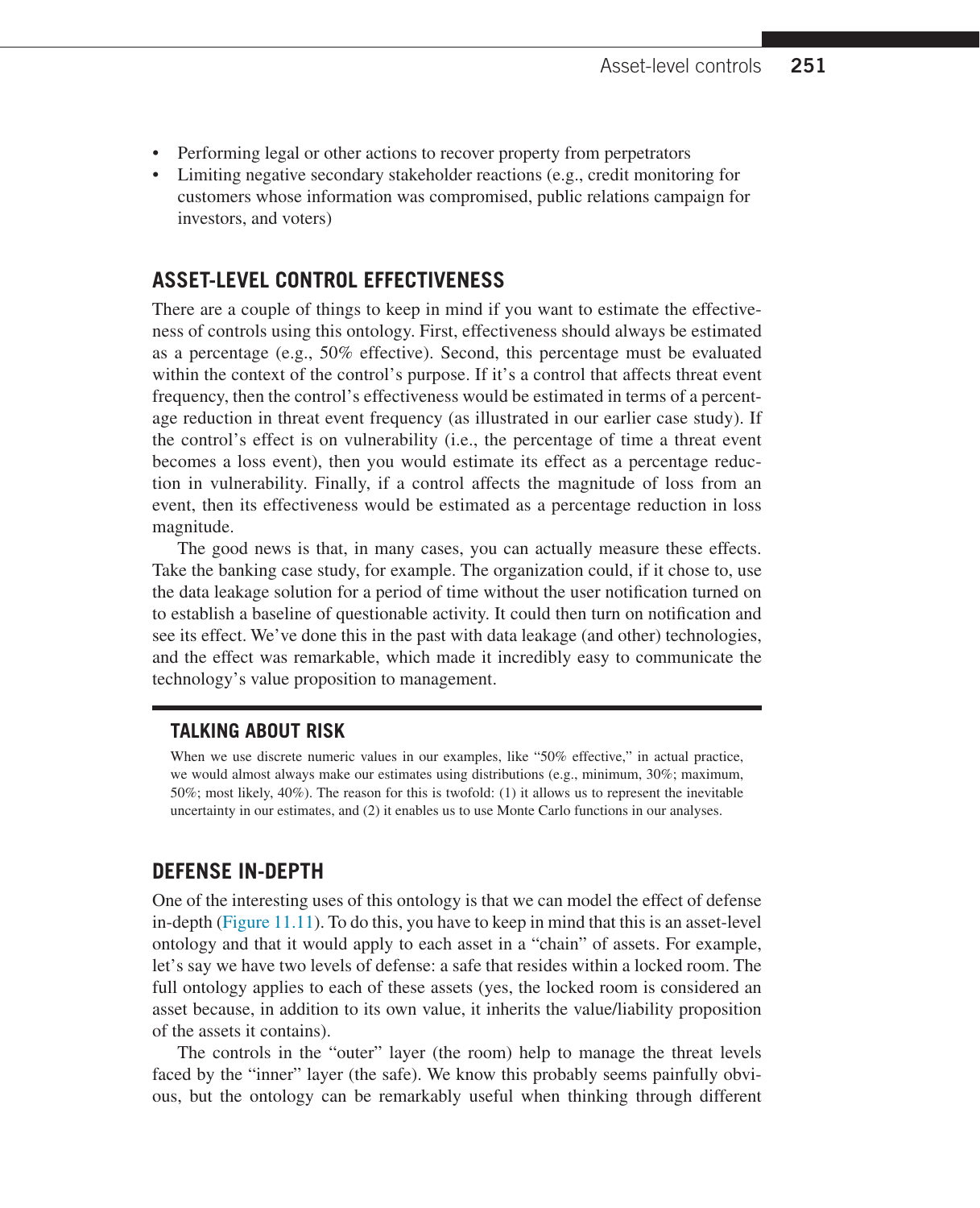- Performing legal or other actions to recover property from perpetrators
- Limiting negative secondary stakeholder reactions (e.g., credit monitoring for customers whose information was compromised, public relations campaign for investors, and voters)

## ASSET-LEVEL CONTROL EFFECTIVENESS

There are a couple of things to keep in mind if you want to estimate the effectiveness of controls using this ontology. First, effectiveness should always be estimated as a percentage (e.g., 50% effective). Second, this percentage must be evaluated within the context of the control's purpose. If it's a control that affects threat event frequency, then the control's effectiveness would be estimated in terms of a percentage reduction in threat event frequency (as illustrated in our earlier case study). If the control's effect is on vulnerability (i.e., the percentage of time a threat event becomes a loss event), then you would estimate its effect as a percentage reduction in vulnerability. Finally, if a control affects the magnitude of loss from an event, then its effectiveness would be estimated as a percentage reduction in loss magnitude.

The good news is that, in many cases, you can actually measure these effects. Take the banking case study, for example. The organization could, if it chose to, use the data leakage solution for a period of time without the user notification turned on to establish a baseline of questionable activity. It could then turn on notification and see its effect. We've done this in the past with data leakage (and other) technologies, and the effect was remarkable, which made it incredibly easy to communicate the technology's value proposition to management.

### TALKING ABOUT RISK

When we use discrete numeric values in our examples, like "50% effective," in actual practice, we would almost always make our estimates using distributions (e.g., minimum, 30%; maximum, 50%; most likely, 40%). The reason for this is twofold: (1) it allows us to represent the inevitable uncertainty in our estimates, and (2) it enables us to use Monte Carlo functions in our analyses.

## DEFENSE IN-DEPTH

One of the interesting uses of this ontology is that we can model the effect of defense in-depth (Figure 11.11). To do this, you have to keep in mind that this is an asset-level ontology and that it would apply to each asset in a "chain" of assets. For example, let's say we have two levels of defense: a safe that resides within a locked room. The full ontology applies to each of these assets (yes, the locked room is considered an asset because, in addition to its own value, it inherits the value/liability proposition of the assets it contains).

The controls in the "outer" layer (the room) help to manage the threat levels faced by the "inner" layer (the safe). We know this probably seems painfully obvious, but the ontology can be remarkably useful when thinking through different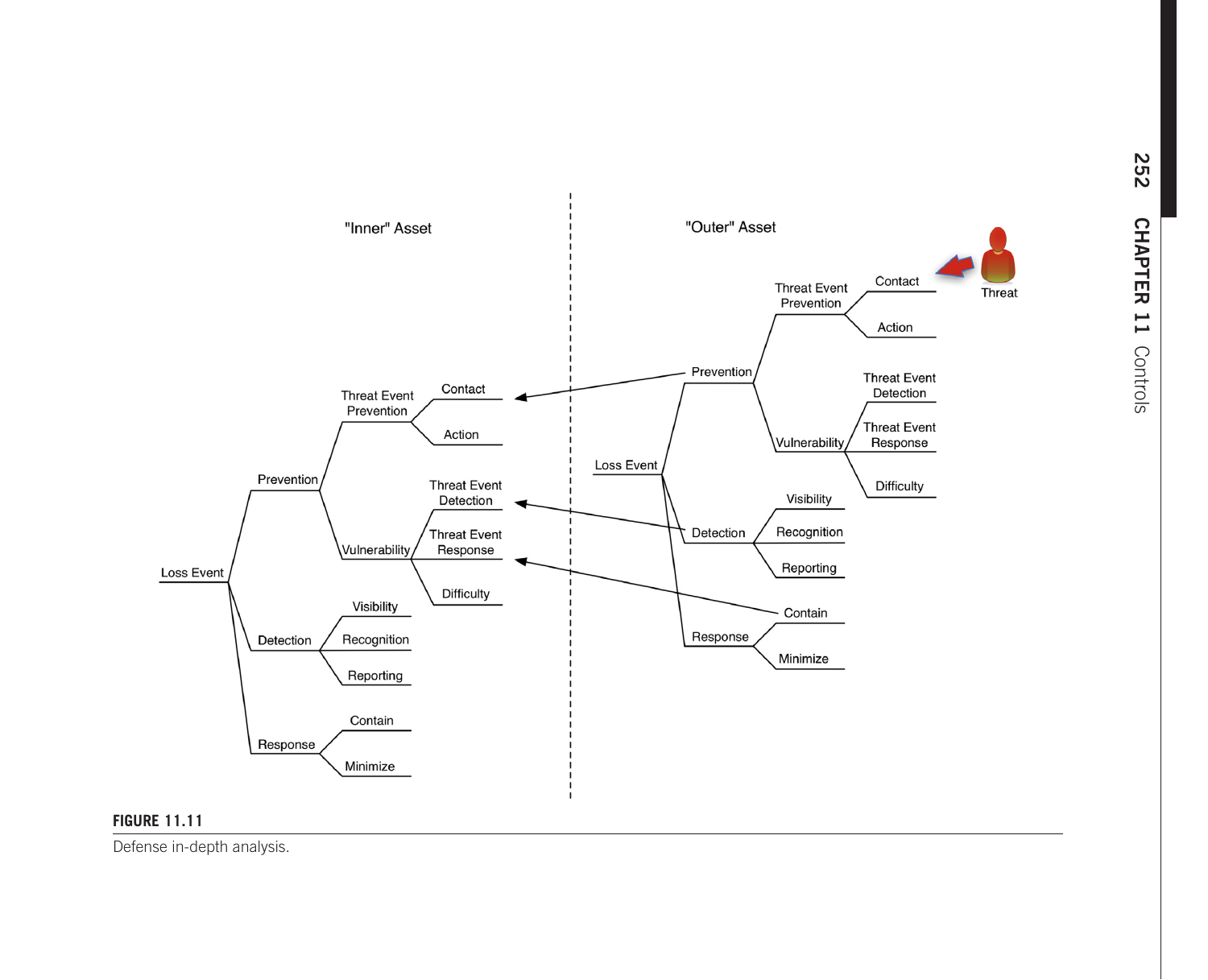FIGURE 11.11

Defense in-depth analysis.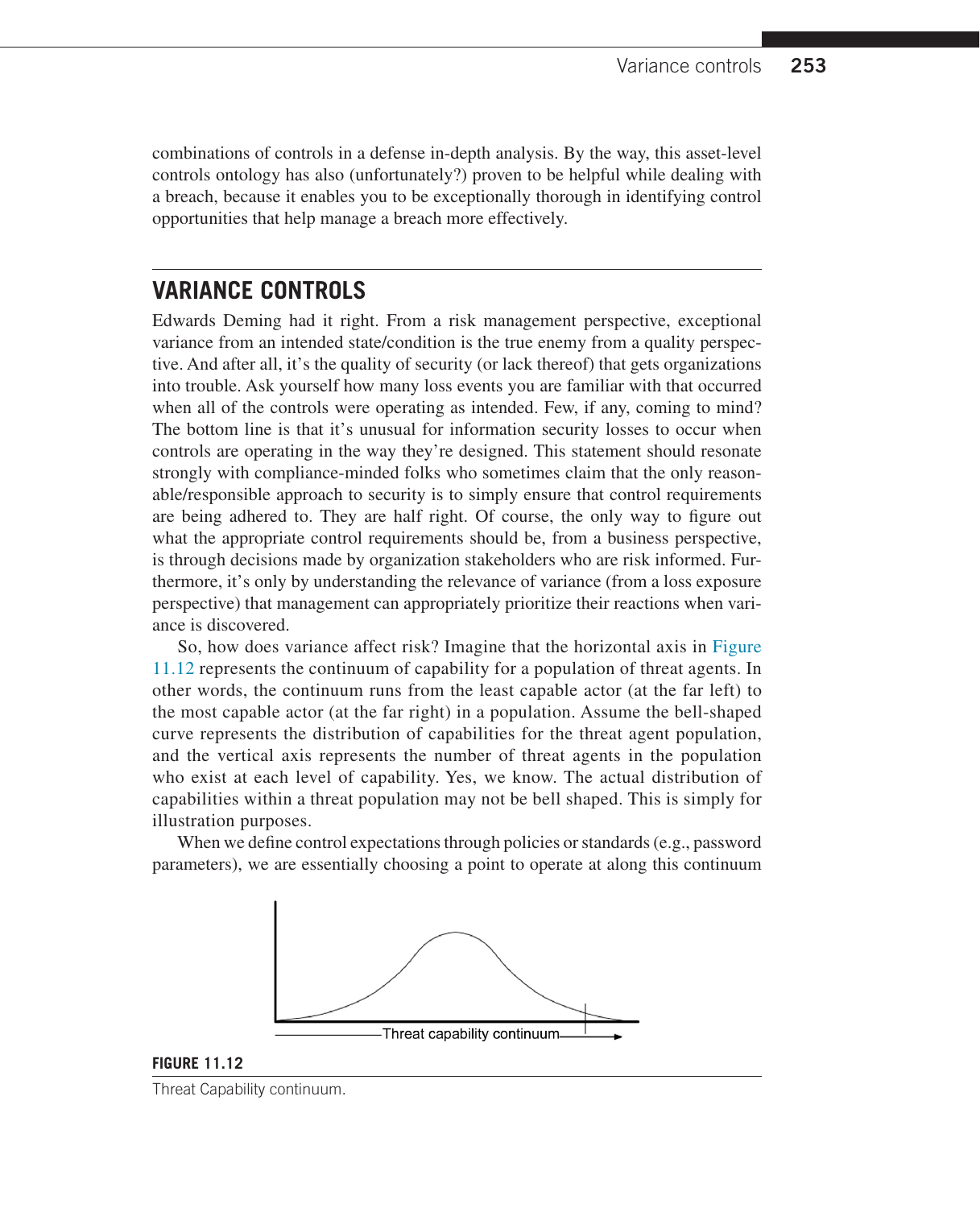combinations of controls in a defense in-depth analysis. By the way, this asset-level controls ontology has also (unfortunately?) proven to be helpful while dealing with a breach, because it enables you to be exceptionally thorough in identifying control opportunities that help manage a breach more effectively.

## VARIANCE CONTROLS

Edwards Deming had it right. From a risk management perspective, exceptional variance from an intended state/condition is the true enemy from a quality perspective. And after all, it's the quality of security (or lack thereof) that gets organizations into trouble. Ask yourself how many loss events you are familiar with that occurred when all of the controls were operating as intended. Few, if any, coming to mind? The bottom line is that it's unusual for information security losses to occur when controls are operating in the way they're designed. This statement should resonate strongly with compliance-minded folks who sometimes claim that the only reasonable/responsible approach to security is to simply ensure that control requirements are being adhered to. They are half right. Of course, the only way to figure out what the appropriate control requirements should be, from a business perspective, is through decisions made by organization stakeholders who are risk informed. Furthermore, it's only by understanding the relevance of variance (from a loss exposure perspective) that management can appropriately prioritize their reactions when variance is discovered.

So, how does variance affect risk? Imagine that the horizontal axis in Figure 11.12 represents the continuum of capability for a population of threat agents. In other words, the continuum runs from the least capable actor (at the far left) to the most capable actor (at the far right) in a population. Assume the bell-shaped curve represents the distribution of capabilities for the threat agent population, and the vertical axis represents the number of threat agents in the population who exist at each level of capability. Yes, we know. The actual distribution of capabilities within a threat population may not be bell shaped. This is simply for illustration purposes.

When we define control expectations through policies or standards (e.g., password parameters), we are essentially choosing a point to operate at along this continuum

Threat capability continuum

**FIGURE 11.12**

Threat Capability continuum.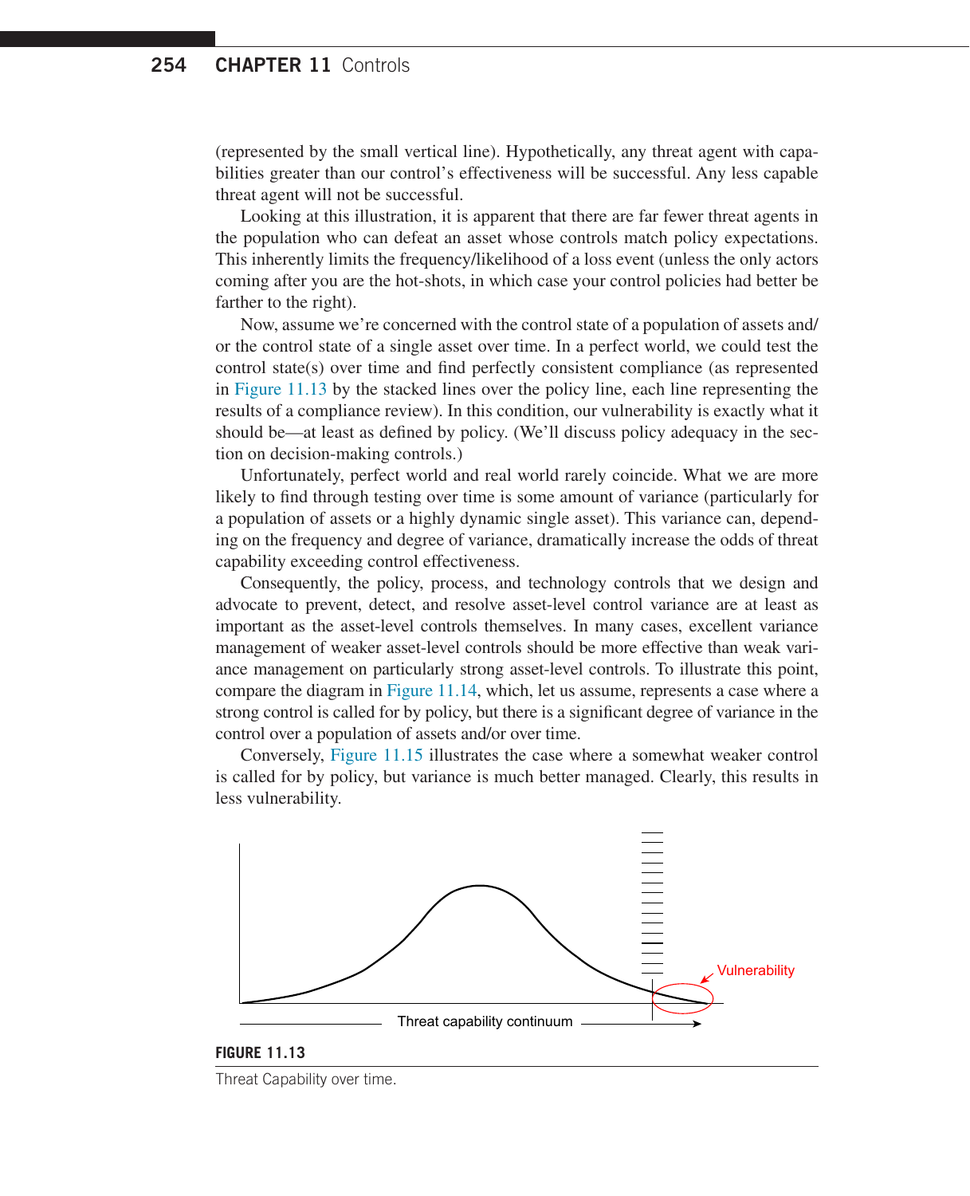(represented by the small vertical line). Hypothetically, any threat agent with capabilities greater than our control's effectiveness will be successful. Any less capable threat agent will not be successful.

Looking at this illustration, it is apparent that there are far fewer threat agents in the population who can defeat an asset whose controls match policy expectations. This inherently limits the frequency/likelihood of a loss event (unless the only actors coming after you are the hot-shots, in which case your control policies had better be farther to the right).

Now, assume we're concerned with the control state of a population of assets and/or the control state of a single asset over time. In a perfect world, we could test the control state(s) over time and find perfectly consistent compliance (as represented in Figure 11.13 by the stacked lines over the policy line, each line representing the results of a compliance review). In this condition, our vulnerability is exactly what it should be—at least as defined by policy. (We'll discuss policy adequacy in the section on decision-making controls.)

Unfortunately, perfect world and real world rarely coincide. What we are more likely to find through testing over time is some amount of variance (particularly for a population of assets or a highly dynamic single asset). This variance can, depending on the frequency and degree of variance, dramatically increase the odds of threat capability exceeding control effectiveness.

Consequently, the policy, process, and technology controls that we design and advocate to prevent, detect, and resolve asset-level control variance are at least as important as the asset-level controls themselves. In many cases, excellent variance management of weaker asset-level controls should be more effective than weak variance management on particularly strong asset-level controls. To illustrate this point, compare the diagram in Figure 11.14, which, let us assume, represents a case where a strong control is called for by policy, but there is a significant degree of variance in the control over a population of assets and/or over time.

Conversely, Figure 11.15 illustrates the case where a somewhat weaker control is called for by policy, but variance is much better managed. Clearly, this results in less vulnerability.

Vulnerability

Threat capability continuum

**FIGURE 11.13**

Threat Capability over time.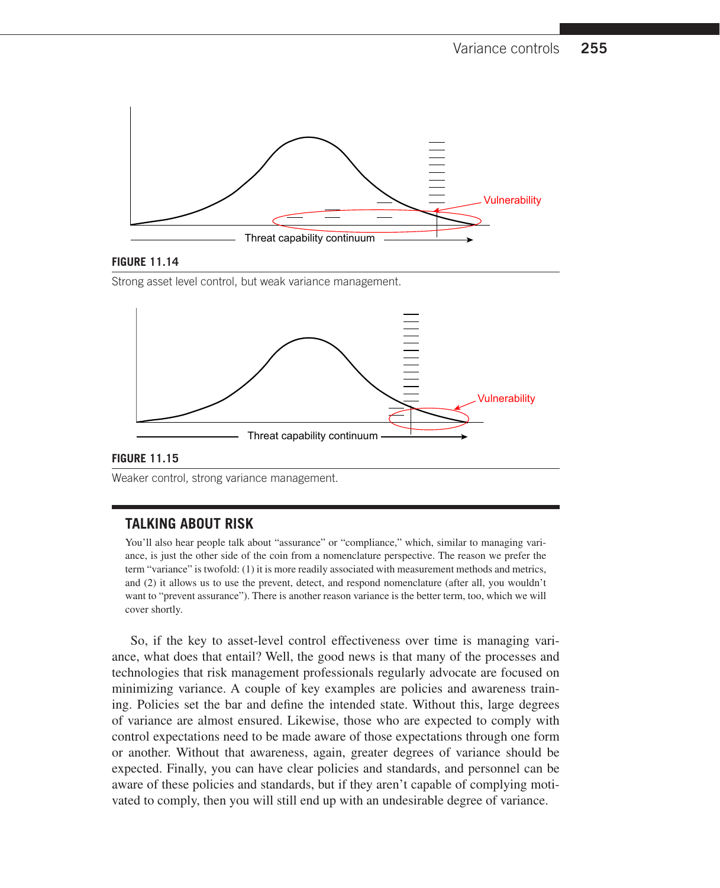FIGURE 11.14

Strong asset level control, but weak variance management.

FIGURE 11.15

Weaker control, strong variance management.

## TALKING ABOUT RISK

You'll also hear people talk about "assurance" or "compliance," which, similar to managing variance, is just the other side of the coin from a nomenclature perspective. The reason we prefer the term "variance" is twofold: (1) it is more readily associated with measurement methods and metrics, and (2) it allows us to use the prevent, detect, and respond nomenclature (after all, you wouldn't want to "prevent assurance"). There is another reason variance is the better term, too, which we will cover shortly.

So, if the key to asset-level control effectiveness over time is managing variance, what does that entail? Well, the good news is that many of the processes and technologies that risk management professionals regularly advocate are focused on minimizing variance. A couple of key examples are policies and awareness training. Policies set the bar and define the intended state. Without this, large degrees of variance are almost ensured. Likewise, those who are expected to comply with control expectations need to be made aware of those expectations through one form or another. Without that awareness, again, greater degrees of variance should be expected. Finally, you can have clear policies and standards, and personnel can be aware of these policies and standards, but if they aren't capable of complying motivated to comply, then you will still end up with an undesirable degree of variance.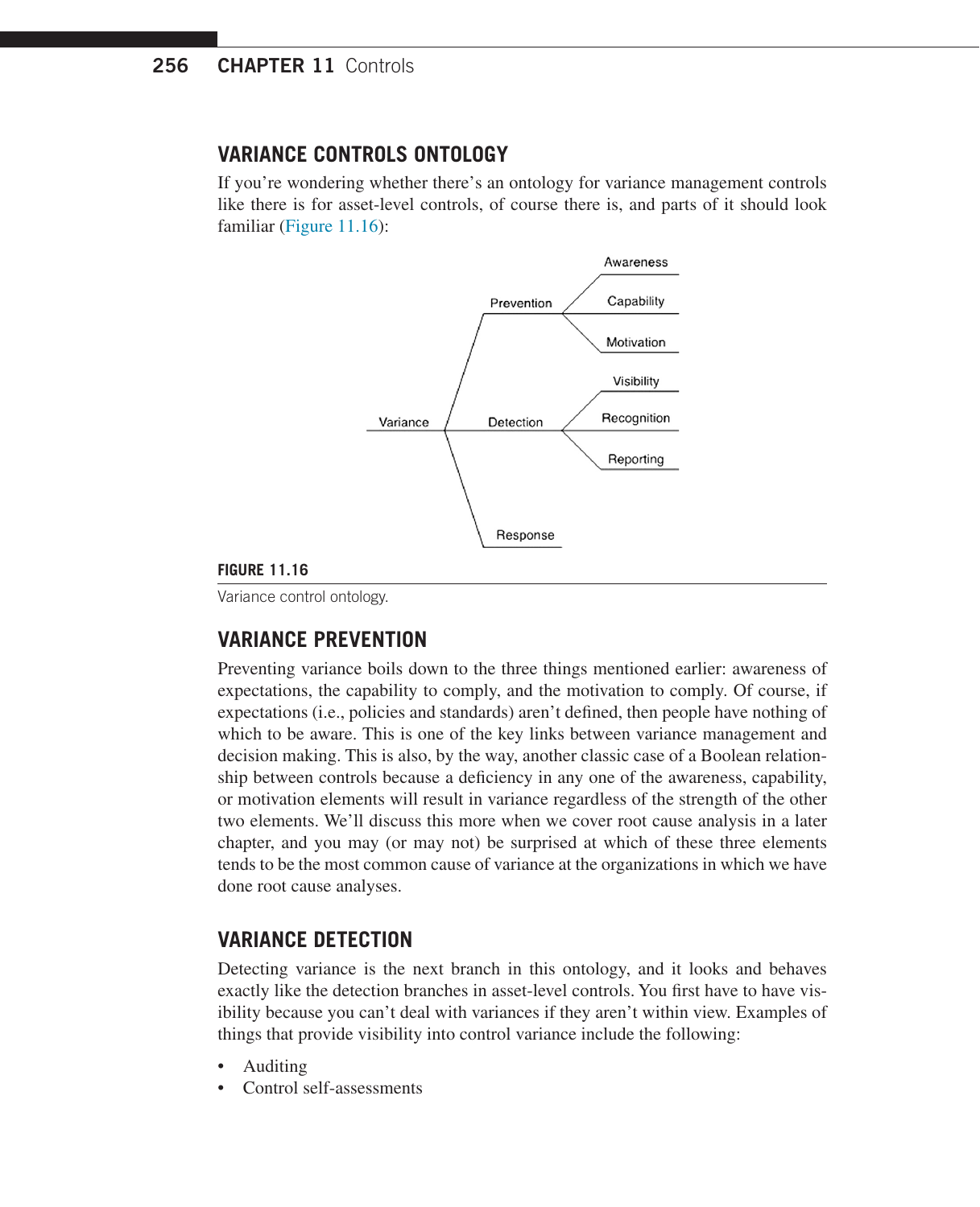## VARIANCE CONTROLS ONTOLOGY

If you're wondering whether there's an ontology for variance management controls like there is for asset-level controls, of course there is, and parts of it should look familiar (Figure 11.16):

- Variance
  - Prevention
    - Awareness
    - Capability
    - Motivation
  - Detection
    - Visibility
    - Recognition
    - Reporting
  - Response

**FIGURE 11.16**

Variance control ontology.

## VARIANCE PREVENTION

Preventing variance boils down to the three things mentioned earlier: awareness of expectations, the capability to comply, and the motivation to comply. Of course, if expectations (i.e., policies and standards) aren't defined, then people have nothing of which to be aware. This is one of the key links between variance management and decision making. This is also, by the way, another classic case of a Boolean relationship between controls because a deficiency in any one of the awareness, capability, or motivation elements will result in variance regardless of the strength of the other two elements. We'll discuss this more when we cover root cause analysis in a later chapter, and you may (or may not) be surprised at which of these three elements tends to be the most common cause of variance at the organizations in which we have done root cause analyses.

## VARIANCE DETECTION

Detecting variance is the next branch in this ontology, and it looks and behaves exactly like the detection branches in asset-level controls. You first have to have visibility because you can't deal with variances if they aren't within view. Examples of things that provide visibility into control variance include the following:

- Auditing
- Control self-assessments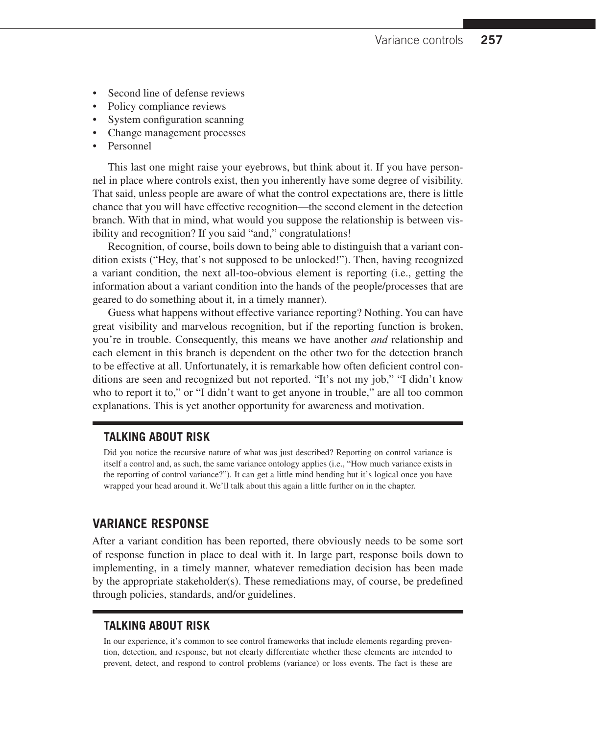- Second line of defense reviews
- Policy compliance reviews
- System configuration scanning
- Change management processes
- Personnel

This last one might raise your eyebrows, but think about it. If you have personnel in place where controls exist, then you inherently have some degree of visibility. That said, unless people are aware of what the control expectations are, there is little chance that you will have effective recognition—the second element in the detection branch. With that in mind, what would you suppose the relationship is between visibility and recognition? If you said "and," congratulations!

Recognition, of course, boils down to being able to distinguish that a variant condition exists ("Hey, that's not supposed to be unlocked!"). Then, having recognized a variant condition, the next all-too-obvious element is reporting (i.e., getting the information about a variant condition into the hands of the people/processes that are geared to do something about it, in a timely manner).

Guess what happens without effective variance reporting? Nothing. You can have great visibility and marvelous recognition, but if the reporting function is broken, you're in trouble. Consequently, this means we have another *and* relationship and each element in this branch is dependent on the other two for the detection branch to be effective at all. Unfortunately, it is remarkable how often deficient control conditions are seen and recognized but not reported. "It's not my job," "I didn't know who to report it to," or "I didn't want to get anyone in trouble," are all too common explanations. This is yet another opportunity for awareness and motivation.

### TALKING ABOUT RISK

Did you notice the recursive nature of what was just described? Reporting on control variance is itself a control and, as such, the same variance ontology applies (i.e., "How much variance exists in the reporting of control variance?"). It can get a little mind bending but it's logical once you have wrapped your head around it. We'll talk about this again a little further on in the chapter.

## VARIANCE RESPONSE

After a variant condition has been reported, there obviously needs to be some sort of response function in place to deal with it. In large part, response boils down to implementing, in a timely manner, whatever remediation decision has been made by the appropriate stakeholder(s). These remediations may, of course, be predefined through policies, standards, and/or guidelines.

### TALKING ABOUT RISK

In our experience, it's common to see control frameworks that include elements regarding prevention, detection, and response, but not clearly differentiate whether these elements are intended to prevent, detect, and respond to control problems (variance) or loss events. The fact is these are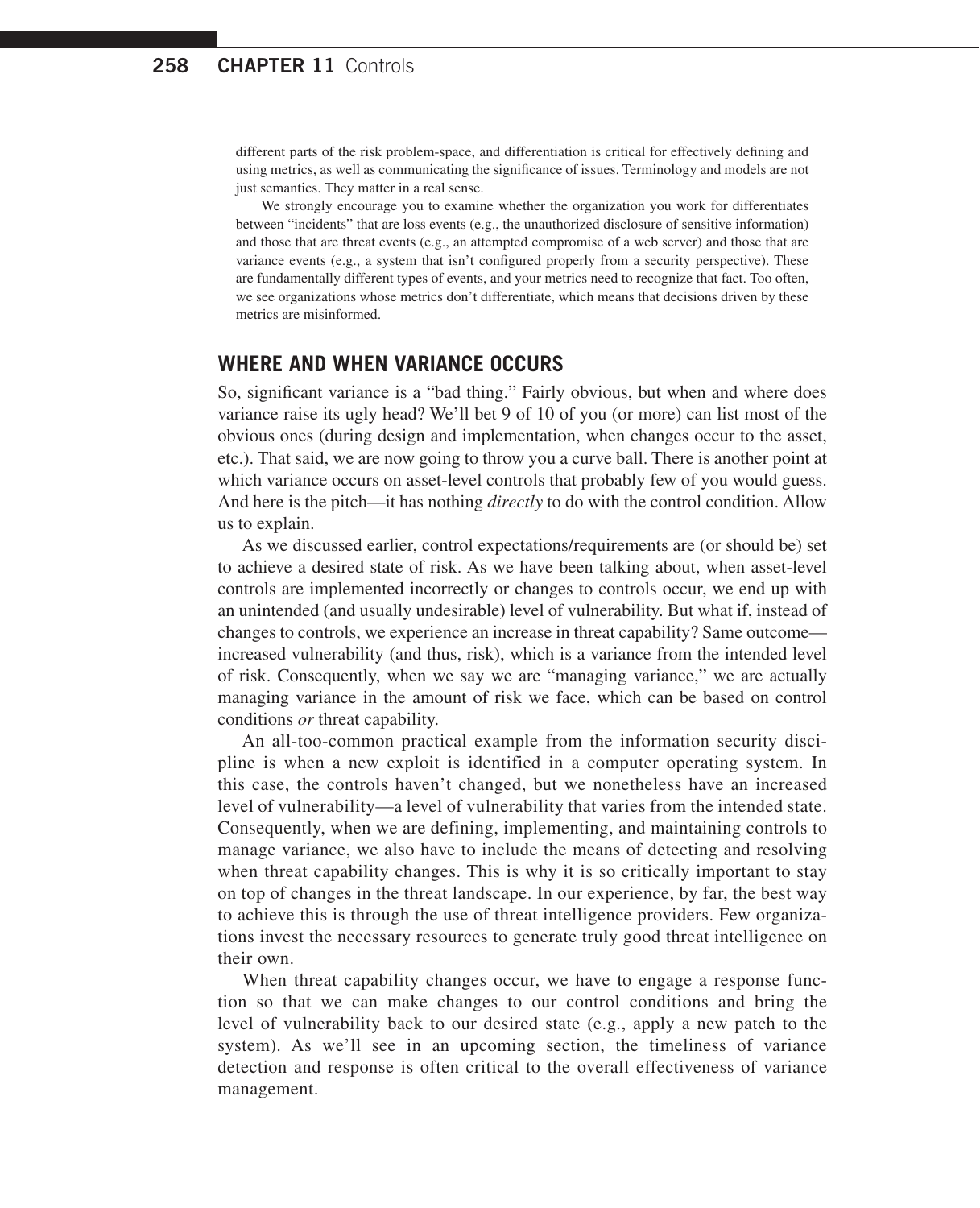different parts of the risk problem-space, and differentiation is critical for effectively defining and using metrics, as well as communicating the significance of issues. Terminology and models are not just semantics. They matter in a real sense.

We strongly encourage you to examine whether the organization you work for differentiates between "incidents" that are loss events (e.g., the unauthorized disclosure of sensitive information) and those that are threat events (e.g., an attempted compromise of a web server) and those that are variance events (e.g., a system that isn't configured properly from a security perspective). These are fundamentally different types of events, and your metrics need to recognize that fact. Too often, we see organizations whose metrics don't differentiate, which means that decisions driven by these metrics are misinformed.

## WHERE AND WHEN VARIANCE OCCURS

So, significant variance is a "bad thing." Fairly obvious, but when and where does variance raise its ugly head? We'll bet 9 of 10 of you (or more) can list most of the obvious ones (during design and implementation, when changes occur to the asset, etc.). That said, we are now going to throw you a curve ball. There is another point at which variance occurs on asset-level controls that probably few of you would guess. And here is the pitch—it has nothing *directly* to do with the control condition. Allow us to explain.

As we discussed earlier, control expectations/requirements are (or should be) set to achieve a desired state of risk. As we have been talking about, when asset-level controls are implemented incorrectly or changes to controls occur, we end up with an unintended (and usually undesirable) level of vulnerability. But what if, instead of changes to controls, we experience an increase in threat capability? Same outcome—increased vulnerability (and thus, risk), which is a variance from the intended level of risk. Consequently, when we say we are "managing variance," we are actually managing variance in the amount of risk we face, which can be based on control conditions *or* threat capability.

An all-too-common practical example from the information security discipline is when a new exploit is identified in a computer operating system. In this case, the controls haven't changed, but we nonetheless have an increased level of vulnerability—a level of vulnerability that varies from the intended state. Consequently, when we are defining, implementing, and maintaining controls to manage variance, we also have to include the means of detecting and resolving when threat capability changes. This is why it is so critically important to stay on top of changes in the threat landscape. In our experience, by far, the best way to achieve this is through the use of threat intelligence providers. Few organizations invest the necessary resources to generate truly good threat intelligence on their own.

When threat capability changes occur, we have to engage a response function so that we can make changes to our control conditions and bring the level of vulnerability back to our desired state (e.g., apply a new patch to the system). As we'll see in an upcoming section, the timeliness of variance detection and response is often critical to the overall effectiveness of variance management.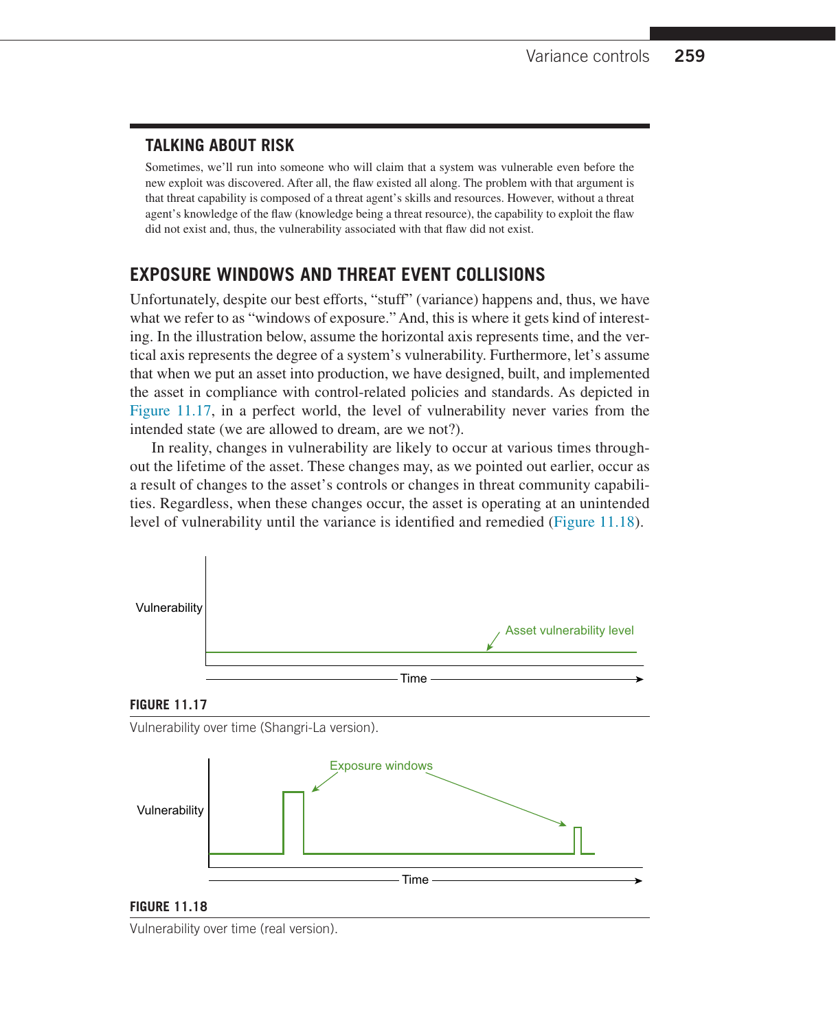## TALKING ABOUT RISK

Sometimes, we'll run into someone who will claim that a system was vulnerable even before the new exploit was discovered. After all, the flaw existed all along. The problem with that argument is that threat capability is composed of a threat agent's skills and resources. However, without a threat agent's knowledge of the flaw (knowledge being a threat resource), the capability to exploit the flaw did not exist and, thus, the vulnerability associated with that flaw did not exist.

## EXPOSURE WINDOWS AND THREAT EVENT COLLISIONS

Unfortunately, despite our best efforts, "stuff" (variance) happens and, thus, we have what we refer to as "windows of exposure." And, this is where it gets kind of interesting. In the illustration below, assume the horizontal axis represents time, and the vertical axis represents the degree of a system's vulnerability. Furthermore, let's assume that when we put an asset into production, we have designed, built, and implemented the asset in compliance with control-related policies and standards. As depicted in Figure 11.17, in a perfect world, the level of vulnerability never varies from the intended state (we are allowed to dream, are we not?).

In reality, changes in vulnerability are likely to occur at various times throughout the lifetime of the asset. These changes may, as we pointed out earlier, occur as a result of changes to the asset's controls or changes in threat community capabilities. Regardless, when these changes occur, the asset is operating at an unintended level of vulnerability until the variance is identified and remedied (Figure 11.18).

Vulnerability

Asset vulnerability level

Time

**FIGURE 11.17**

Vulnerability over time (Shangri-La version).

Exposure windows

Vulnerability

Time

**FIGURE 11.18**

Vulnerability over time (real version).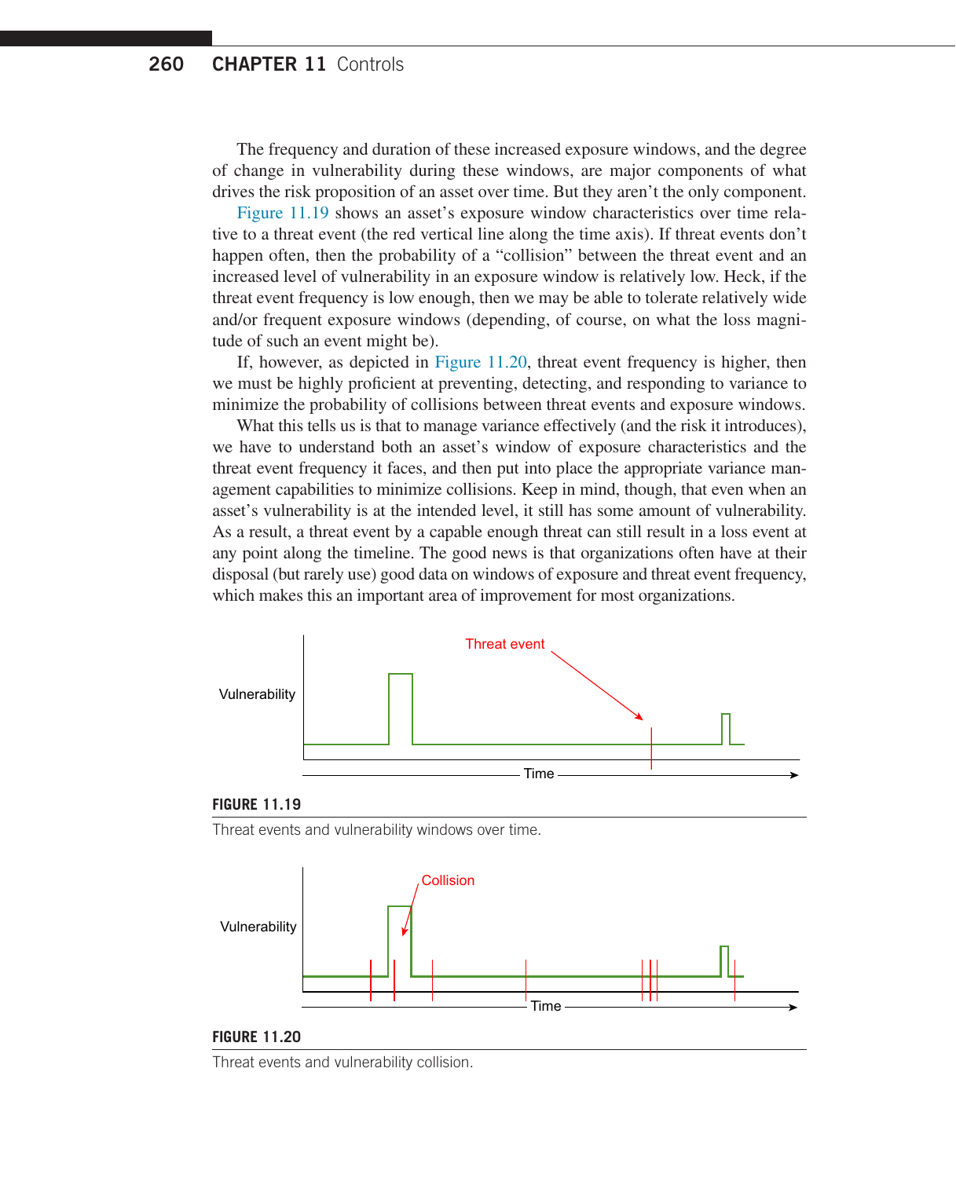The frequency and duration of these increased exposure windows, and the degree of change in vulnerability during these windows, are major components of what drives the risk proposition of an asset over time. But they aren't the only component.

Figure 11.19 shows an asset's exposure window characteristics over time relative to a threat event (the red vertical line along the time axis). If threat events don't happen often, then the probability of a "collision" between the threat event and an increased level of vulnerability in an exposure window is relatively low. Heck, if the threat event frequency is low enough, then we may be able to tolerate relatively wide and/or frequent exposure windows (depending, of course, on what the loss magnitude of such an event might be).

If, however, as depicted in Figure 11.20, threat event frequency is higher, then we must be highly proficient at preventing, detecting, and responding to variance to minimize the probability of collisions between threat events and exposure windows.

What this tells us is that to manage variance effectively (and the risk it introduces), we have to understand both an asset's window of exposure characteristics and the threat event frequency it faces, and then put into place the appropriate variance management capabilities to minimize collisions. Keep in mind, though, that even when an asset's vulnerability is at the intended level, it still has some amount of vulnerability. As a result, a threat event by a capable enough threat can still result in a loss event at any point along the timeline. The good news is that organizations often have at their disposal (but rarely use) good data on windows of exposure and threat event frequency, which makes this an important area of improvement for most organizations.

**FIGURE 11.19**

Threat events and vulnerability windows over time.

**FIGURE 11.20**

Threat events and vulnerability collision.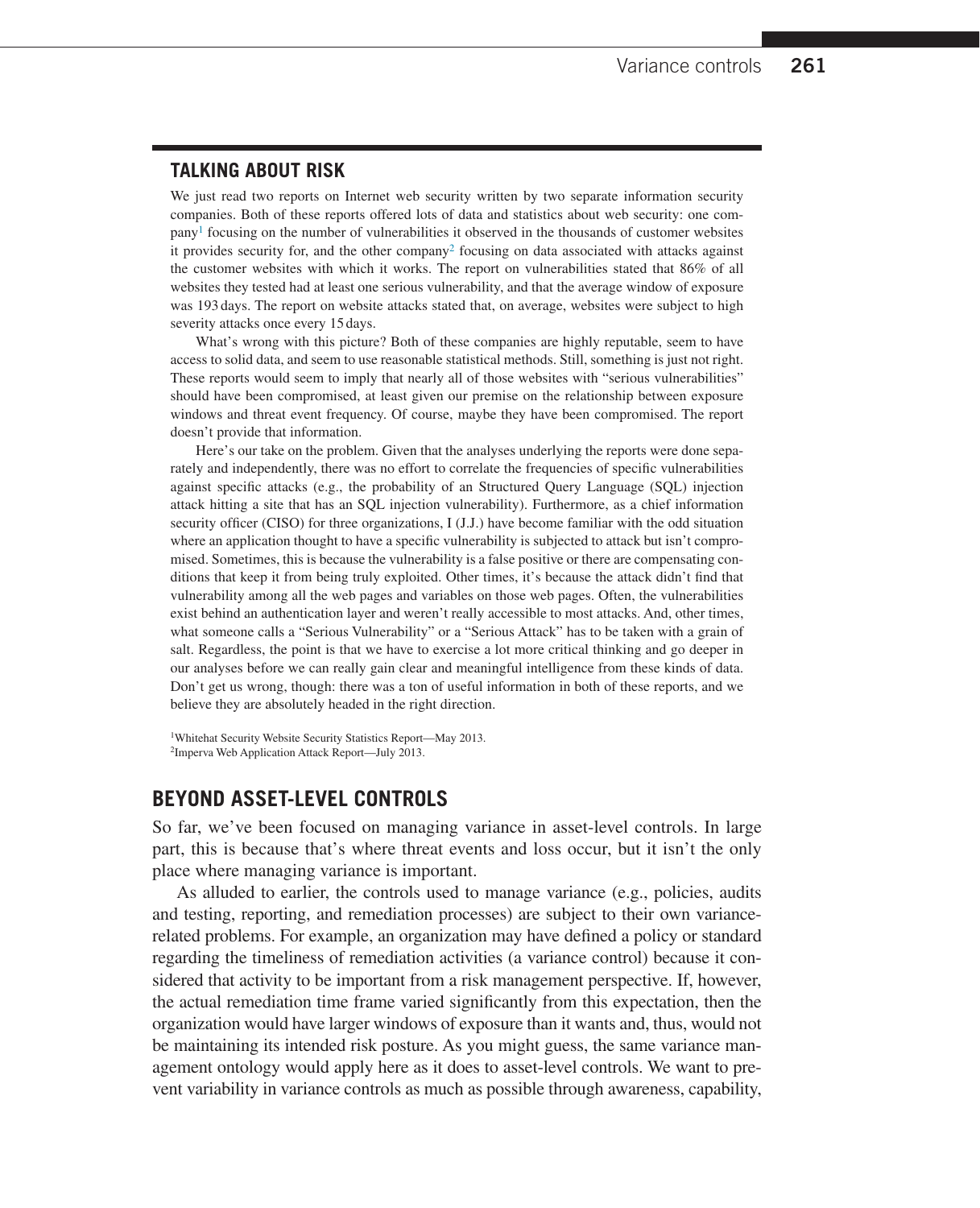## TALKING ABOUT RISK

We just read two reports on Internet web security written by two separate information security companies. Both of these reports offered lots of data and statistics about web security: one company[1] focusing on the number of vulnerabilities it observed in the thousands of customer websites it provides security for, and the other company[2] focusing on data associated with attacks against the customer websites with which it works. The report on vulnerabilities stated that 86% of all websites they tested had at least one serious vulnerability, and that the average window of exposure was 193 days. The report on website attacks stated that, on average, websites were subject to high severity attacks once every 15 days.

What's wrong with this picture? Both of these companies are highly reputable, seem to have access to solid data, and seem to use reasonable statistical methods. Still, something is just not right. These reports would seem to imply that nearly all of those websites with "serious vulnerabilities" should have been compromised, at least given our premise on the relationship between exposure windows and threat event frequency. Of course, maybe they have been compromised. The report doesn't provide that information.

Here's our take on the problem. Given that the analyses underlying the reports were done separately and independently, there was no effort to correlate the frequencies of specific vulnerabilities against specific attacks (e.g., the probability of an Structured Query Language (SQL) injection attack hitting a site that has an SQL injection vulnerability). Furthermore, as a chief information security officer (CISO) for three organizations, I (J.J.) have become familiar with the odd situation where an application thought to have a specific vulnerability is subjected to attack but isn't compromised. Sometimes, this is because the vulnerability is a false positive or there are compensating conditions that keep it from being truly exploited. Other times, it's because the attack didn't find that vulnerability among all the web pages and variables on those web pages. Often, the vulnerabilities exist behind an authentication layer and weren't really accessible to most attacks. And, other times, what someone calls a "Serious Vulnerability" or a "Serious Attack" has to be taken with a grain of salt. Regardless, the point is that we have to exercise a lot more critical thinking and go deeper in our analyses before we can really gain clear and meaningful intelligence from these kinds of data. Don't get us wrong, though: there was a ton of useful information in both of these reports, and we believe they are absolutely headed in the right direction.

[1]Whitehat Security Website Security Statistics Report—May 2013.
[2]Imperva Web Application Attack Report—July 2013.

## BEYOND ASSET-LEVEL CONTROLS

So far, we've been focused on managing variance in asset-level controls. In large part, this is because that's where threat events and loss occur, but it isn't the only place where managing variance is important.

As alluded to earlier, the controls used to manage variance (e.g., policies, audits and testing, reporting, and remediation processes) are subject to their own variance-related problems. For example, an organization may have defined a policy or standard regarding the timeliness of remediation activities (a variance control) because it considered that activity to be important from a risk management perspective. If, however, the actual remediation time frame varied significantly from this expectation, then the organization would have larger windows of exposure than it wants and, thus, would not be maintaining its intended risk posture. As you might guess, the same variance management ontology would apply here as it does to asset-level controls. We want to prevent variability in variance controls as much as possible through awareness, capability,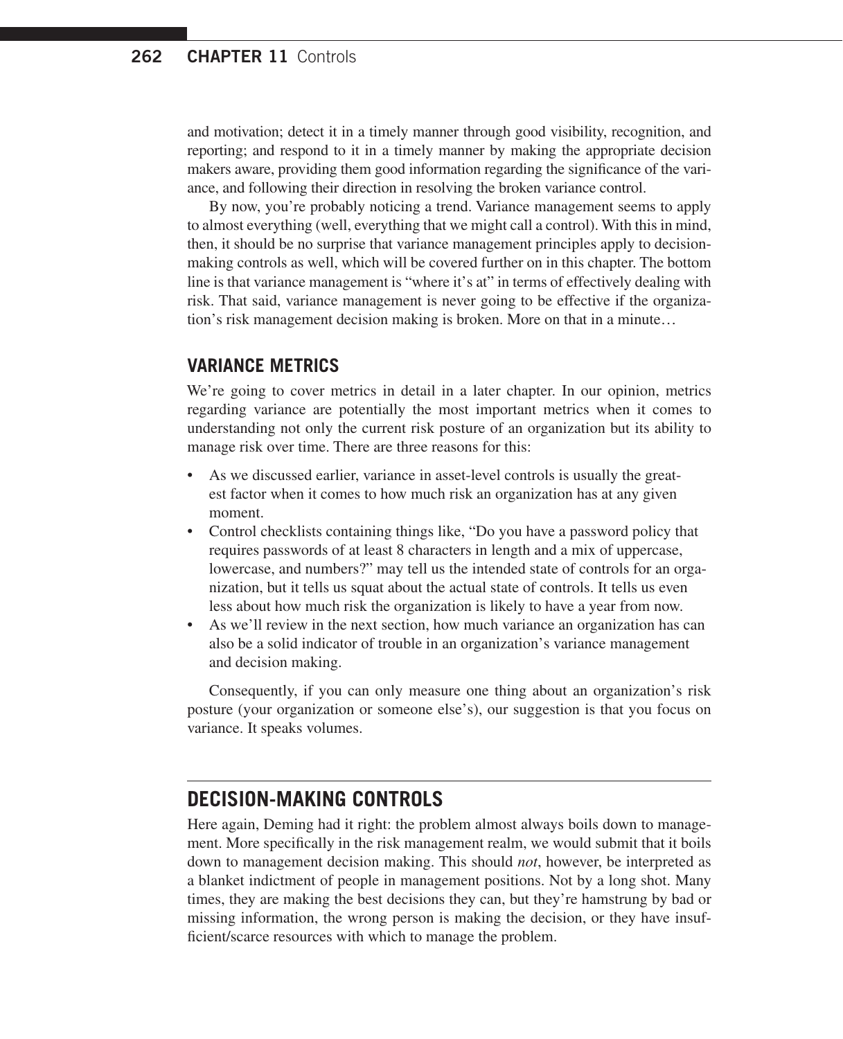and motivation; detect it in a timely manner through good visibility, recognition, and reporting; and respond to it in a timely manner by making the appropriate decision makers aware, providing them good information regarding the significance of the variance, and following their direction in resolving the broken variance control.

By now, you're probably noticing a trend. Variance management seems to apply to almost everything (well, everything that we might call a control). With this in mind, then, it should be no surprise that variance management principles apply to decision-making controls as well, which will be covered further on in this chapter. The bottom line is that variance management is "where it's at" in terms of effectively dealing with risk. That said, variance management is never going to be effective if the organization's risk management decision making is broken. More on that in a minute…

### VARIANCE METRICS

We're going to cover metrics in detail in a later chapter. In our opinion, metrics regarding variance are potentially the most important metrics when it comes to understanding not only the current risk posture of an organization but its ability to manage risk over time. There are three reasons for this:

- As we discussed earlier, variance in asset-level controls is usually the greatest factor when it comes to how much risk an organization has at any given moment.
- Control checklists containing things like, "Do you have a password policy that requires passwords of at least 8 characters in length and a mix of uppercase, lowercase, and numbers?" may tell us the intended state of controls for an organization, but it tells us squat about the actual state of controls. It tells us even less about how much risk the organization is likely to have a year from now.
- As we'll review in the next section, how much variance an organization has can also be a solid indicator of trouble in an organization's variance management and decision making.

Consequently, if you can only measure one thing about an organization's risk posture (your organization or someone else's), our suggestion is that you focus on variance. It speaks volumes.

## DECISION-MAKING CONTROLS

Here again, Deming had it right: the problem almost always boils down to management. More specifically in the risk management realm, we would submit that it boils down to management decision making. This should *not*, however, be interpreted as a blanket indictment of people in management positions. Not by a long shot. Many times, they are making the best decisions they can, but they're hamstrung by bad or missing information, the wrong person is making the decision, or they have insufficient/scarce resources with which to manage the problem.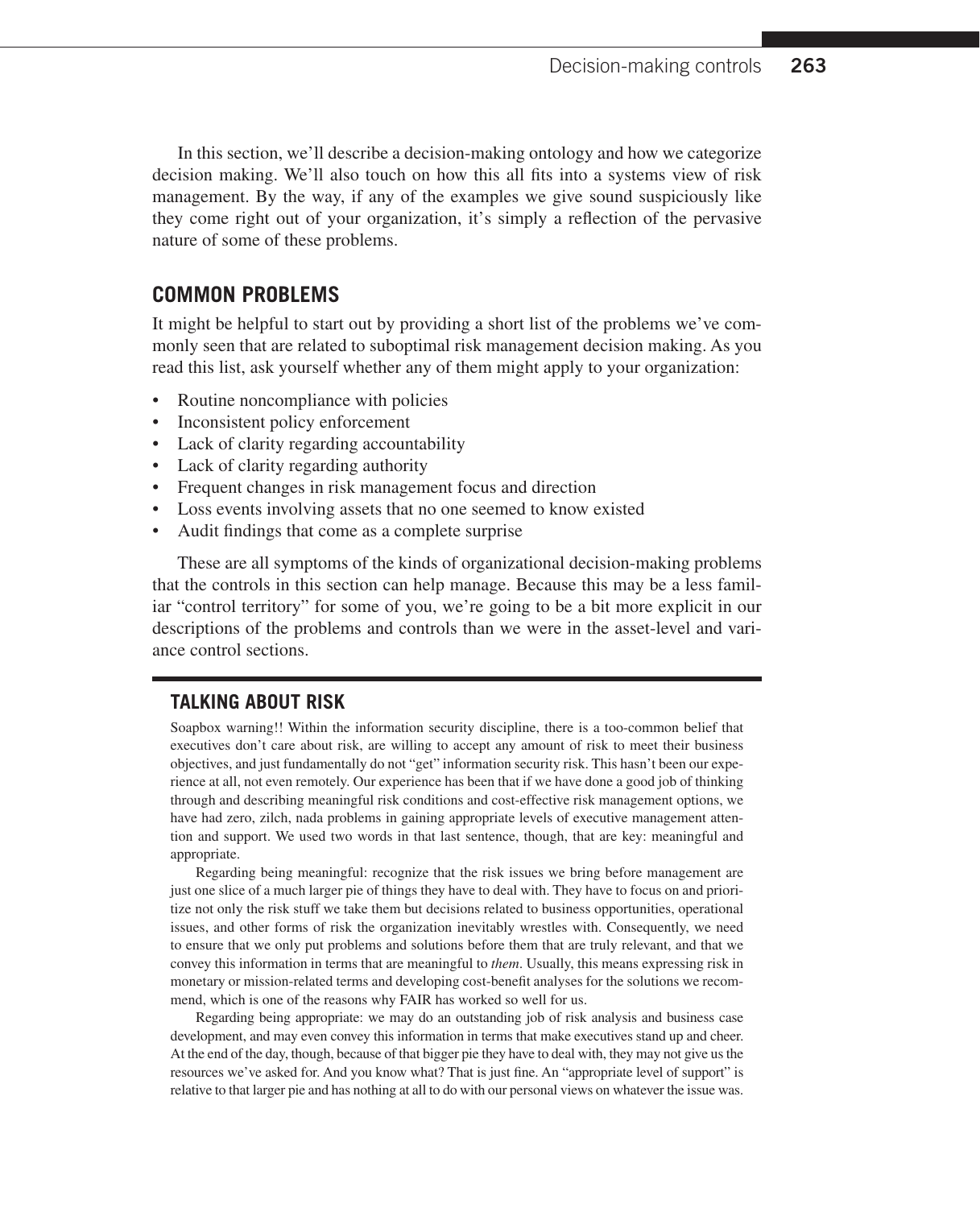In this section, we'll describe a decision-making ontology and how we categorize decision making. We'll also touch on how this all fits into a systems view of risk management. By the way, if any of the examples we give sound suspiciously like they come right out of your organization, it's simply a reflection of the pervasive nature of some of these problems.

## COMMON PROBLEMS

It might be helpful to start out by providing a short list of the problems we've commonly seen that are related to suboptimal risk management decision making. As you read this list, ask yourself whether any of them might apply to your organization:

- Routine noncompliance with policies
- Inconsistent policy enforcement
- Lack of clarity regarding accountability
- Lack of clarity regarding authority
- Frequent changes in risk management focus and direction
- Loss events involving assets that no one seemed to know existed
- Audit findings that come as a complete surprise

These are all symptoms of the kinds of organizational decision-making problems that the controls in this section can help manage. Because this may be a less familiar "control territory" for some of you, we're going to be a bit more explicit in our descriptions of the problems and controls than we were in the asset-level and variance control sections.

### TALKING ABOUT RISK

Soapbox warning!! Within the information security discipline, there is a too-common belief that executives don't care about risk, are willing to accept any amount of risk to meet their business objectives, and just fundamentally do not "get" information security risk. This hasn't been our experience at all, not even remotely. Our experience has been that if we have done a good job of thinking through and describing meaningful risk conditions and cost-effective risk management options, we have had zero, zilch, nada problems in gaining appropriate levels of executive management attention and support. We used two words in that last sentence, though, that are key: meaningful and appropriate.

Regarding being meaningful: recognize that the risk issues we bring before management are just one slice of a much larger pie of things they have to deal with. They have to focus on and prioritize not only the risk stuff we take them but decisions related to business opportunities, operational issues, and other forms of risk the organization inevitably wrestles with. Consequently, we need to ensure that we only put problems and solutions before them that are truly relevant, and that we convey this information in terms that are meaningful to *them*. Usually, this means expressing risk in monetary or mission-related terms and developing cost-benefit analyses for the solutions we recommend, which is one of the reasons why FAIR has worked so well for us.

Regarding being appropriate: we may do an outstanding job of risk analysis and business case development, and may even convey this information in terms that make executives stand up and cheer. At the end of the day, though, because of that bigger pie they have to deal with, they may not give us the resources we've asked for. And you know what? That is just fine. An "appropriate level of support" is relative to that larger pie and has nothing at all to do with our personal views on whatever the issue was.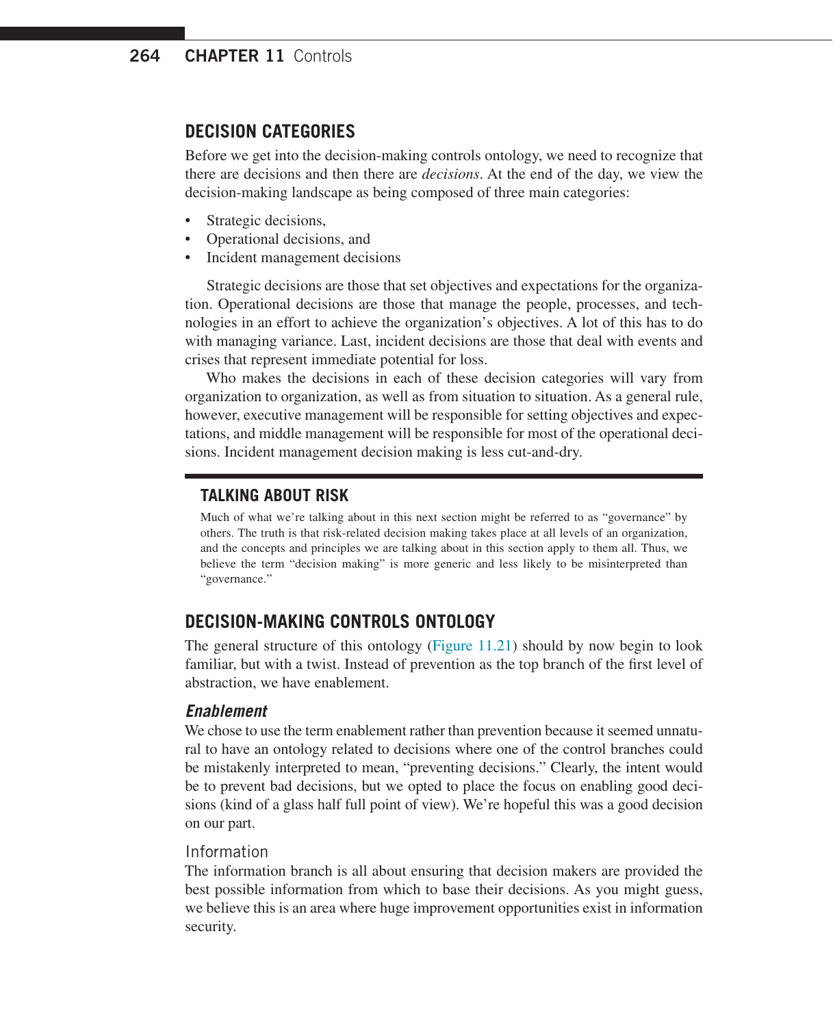## DECISION CATEGORIES

Before we get into the decision-making controls ontology, we need to recognize that there are decisions and then there are *decisions*. At the end of the day, we view the decision-making landscape as being composed of three main categories:

- Strategic decisions,
- Operational decisions, and
- Incident management decisions

Strategic decisions are those that set objectives and expectations for the organization. Operational decisions are those that manage the people, processes, and technologies in an effort to achieve the organization's objectives. A lot of this has to do with managing variance. Last, incident decisions are those that deal with events and crises that represent immediate potential for loss.

Who makes the decisions in each of these decision categories will vary from organization to organization, as well as from situation to situation. As a general rule, however, executive management will be responsible for setting objectives and expectations, and middle management will be responsible for most of the operational decisions. Incident management decision making is less cut-and-dry.

### TALKING ABOUT RISK

Much of what we're talking about in this next section might be referred to as "governance" by others. The truth is that risk-related decision making takes place at all levels of an organization, and the concepts and principles we are talking about in this section apply to them all. Thus, we believe the term "decision making" is more generic and less likely to be misinterpreted than "governance."

## DECISION-MAKING CONTROLS ONTOLOGY

The general structure of this ontology (Figure 11.21) should by now begin to look familiar, but with a twist. Instead of prevention as the top branch of the first level of abstraction, we have enablement.

### *Enablement*

We chose to use the term enablement rather than prevention because it seemed unnatural to have an ontology related to decisions where one of the control branches could be mistakenly interpreted to mean, "preventing decisions." Clearly, the intent would be to prevent bad decisions, but we opted to place the focus on enabling good decisions (kind of a glass half full point of view). We're hopeful this was a good decision on our part.

#### Information

The information branch is all about ensuring that decision makers are provided the best possible information from which to base their decisions. As you might guess, we believe this is an area where huge improvement opportunities exist in information security.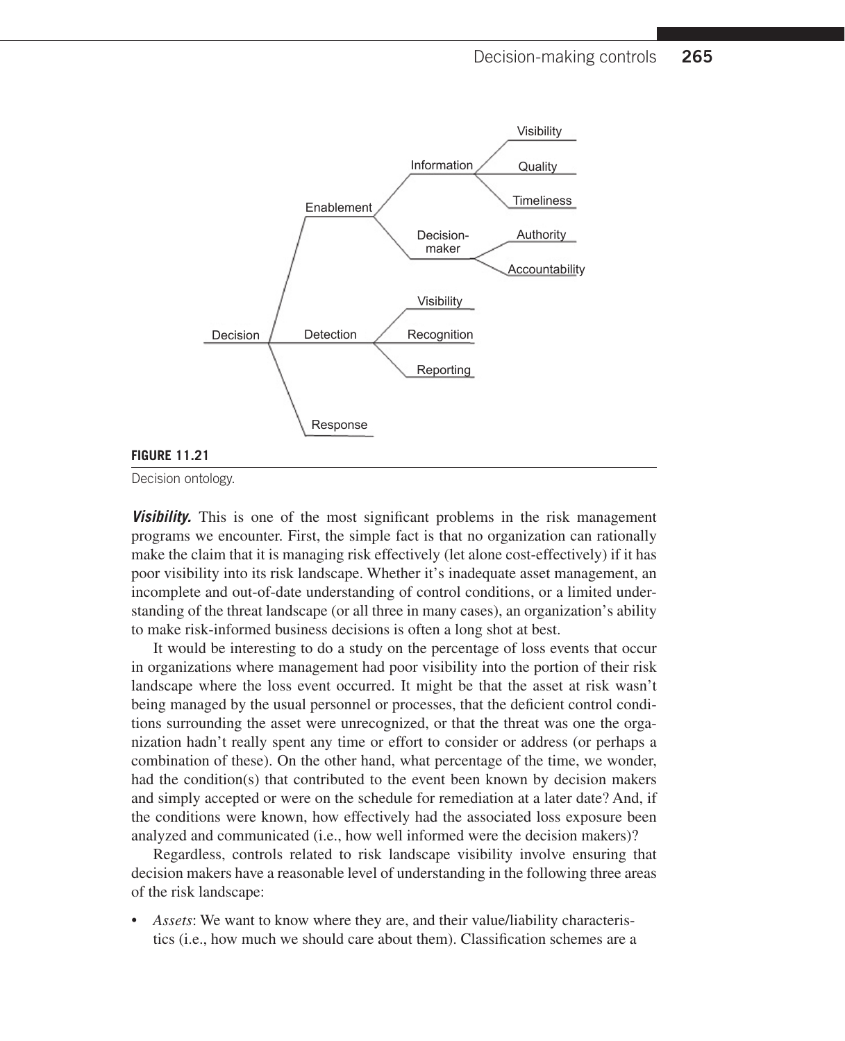Decision

Enablement

Information

Visibility

Quality

Timeliness

Decision-maker

Authority

Accountability

Detection

Visibility

Recognition

Reporting

Response

**FIGURE 11.21**

Decision ontology.

***Visibility.*** This is one of the most significant problems in the risk management programs we encounter. First, the simple fact is that no organization can rationally make the claim that it is managing risk effectively (let alone cost-effectively) if it has poor visibility into its risk landscape. Whether it's inadequate asset management, an incomplete and out-of-date understanding of control conditions, or a limited understanding of the threat landscape (or all three in many cases), an organization's ability to make risk-informed business decisions is often a long shot at best.

It would be interesting to do a study on the percentage of loss events that occur in organizations where management had poor visibility into the portion of their risk landscape where the loss event occurred. It might be that the asset at risk wasn't being managed by the usual personnel or processes, that the deficient control conditions surrounding the asset were unrecognized, or that the threat was one the organization hadn't really spent any time or effort to consider or address (or perhaps a combination of these). On the other hand, what percentage of the time, we wonder, had the condition(s) that contributed to the event been known by decision makers and simply accepted or were on the schedule for remediation at a later date? And, if the conditions were known, how effectively had the associated loss exposure been analyzed and communicated (i.e., how well informed were the decision makers)?

Regardless, controls related to risk landscape visibility involve ensuring that decision makers have a reasonable level of understanding in the following three areas of the risk landscape:

- *Assets*: We want to know where they are, and their value/liability characteristics (i.e., how much we should care about them). Classification schemes are a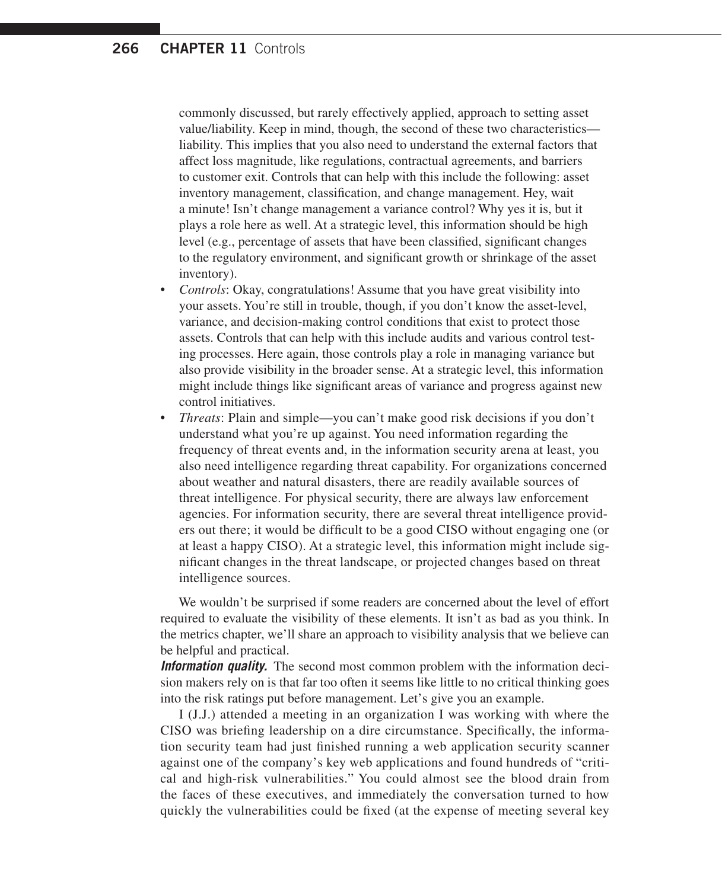commonly discussed, but rarely effectively applied, approach to setting asset value/liability. Keep in mind, though, the second of these two characteristics—liability. This implies that you also need to understand the external factors that affect loss magnitude, like regulations, contractual agreements, and barriers to customer exit. Controls that can help with this include the following: asset inventory management, classification, and change management. Hey, wait a minute! Isn't change management a variance control? Why yes it is, but it plays a role here as well. At a strategic level, this information should be high level (e.g., percentage of assets that have been classified, significant changes to the regulatory environment, and significant growth or shrinkage of the asset inventory).

- *Controls*: Okay, congratulations! Assume that you have great visibility into your assets. You're still in trouble, though, if you don't know the asset-level, variance, and decision-making control conditions that exist to protect those assets. Controls that can help with this include audits and various control testing processes. Here again, those controls play a role in managing variance but also provide visibility in the broader sense. At a strategic level, this information might include things like significant areas of variance and progress against new control initiatives.
- *Threats*: Plain and simple—you can't make good risk decisions if you don't understand what you're up against. You need information regarding the frequency of threat events and, in the information security arena at least, you also need intelligence regarding threat capability. For organizations concerned about weather and natural disasters, there are readily available sources of threat intelligence. For physical security, there are always law enforcement agencies. For information security, there are several threat intelligence providers out there; it would be difficult to be a good CISO without engaging one (or at least a happy CISO). At a strategic level, this information might include significant changes in the threat landscape, or projected changes based on threat intelligence sources.

We wouldn't be surprised if some readers are concerned about the level of effort required to evaluate the visibility of these elements. It isn't as bad as you think. In the metrics chapter, we'll share an approach to visibility analysis that we believe can be helpful and practical.

***Information quality.*** The second most common problem with the information decision makers rely on is that far too often it seems like little to no critical thinking goes into the risk ratings put before management. Let's give you an example.

I (J.J.) attended a meeting in an organization I was working with where the CISO was briefing leadership on a dire circumstance. Specifically, the information security team had just finished running a web application security scanner against one of the company's key web applications and found hundreds of "critical and high-risk vulnerabilities." You could almost see the blood drain from the faces of these executives, and immediately the conversation turned to how quickly the vulnerabilities could be fixed (at the expense of meeting several key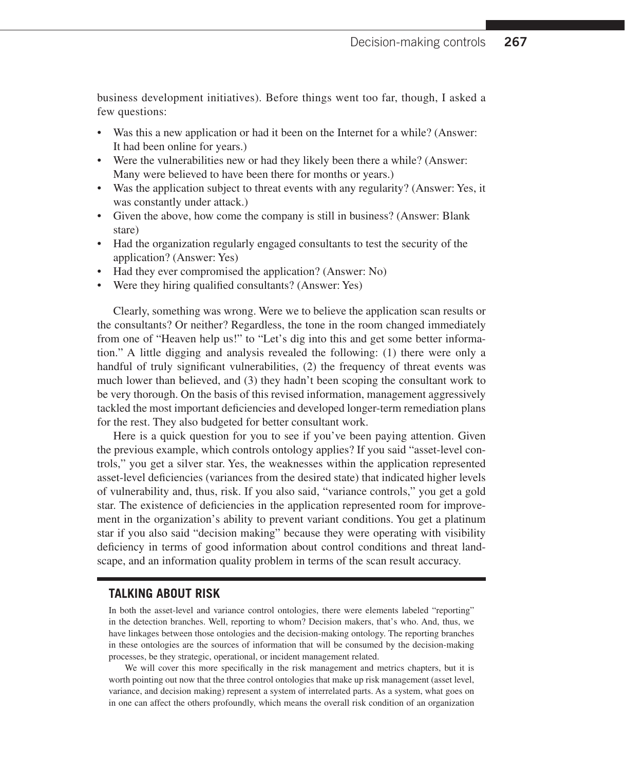business development initiatives). Before things went too far, though, I asked a few questions:

- Was this a new application or had it been on the Internet for a while? (Answer: It had been online for years.)
- Were the vulnerabilities new or had they likely been there a while? (Answer: Many were believed to have been there for months or years.)
- Was the application subject to threat events with any regularity? (Answer: Yes, it was constantly under attack.)
- Given the above, how come the company is still in business? (Answer: Blank stare)
- Had the organization regularly engaged consultants to test the security of the application? (Answer: Yes)
- Had they ever compromised the application? (Answer: No)
- Were they hiring qualified consultants? (Answer: Yes)

Clearly, something was wrong. Were we to believe the application scan results or the consultants? Or neither? Regardless, the tone in the room changed immediately from one of "Heaven help us!" to "Let's dig into this and get some better information." A little digging and analysis revealed the following: (1) there were only a handful of truly significant vulnerabilities, (2) the frequency of threat events was much lower than believed, and (3) they hadn't been scoping the consultant work to be very thorough. On the basis of this revised information, management aggressively tackled the most important deficiencies and developed longer-term remediation plans for the rest. They also budgeted for better consultant work.

Here is a quick question for you to see if you've been paying attention. Given the previous example, which controls ontology applies? If you said "asset-level controls," you get a silver star. Yes, the weaknesses within the application represented asset-level deficiencies (variances from the desired state) that indicated higher levels of vulnerability and, thus, risk. If you also said, "variance controls," you get a gold star. The existence of deficiencies in the application represented room for improvement in the organization's ability to prevent variant conditions. You get a platinum star if you also said "decision making" because they were operating with visibility deficiency in terms of good information about control conditions and threat landscape, and an information quality problem in terms of the scan result accuracy.

## TALKING ABOUT RISK

In both the asset-level and variance control ontologies, there were elements labeled "reporting" in the detection branches. Well, reporting to whom? Decision makers, that's who. And, thus, we have linkages between those ontologies and the decision-making ontology. The reporting branches in these ontologies are the sources of information that will be consumed by the decision-making processes, be they strategic, operational, or incident management related.

We will cover this more specifically in the risk management and metrics chapters, but it is worth pointing out now that the three control ontologies that make up risk management (asset level, variance, and decision making) represent a system of interrelated parts. As a system, what goes on in one can affect the others profoundly, which means the overall risk condition of an organization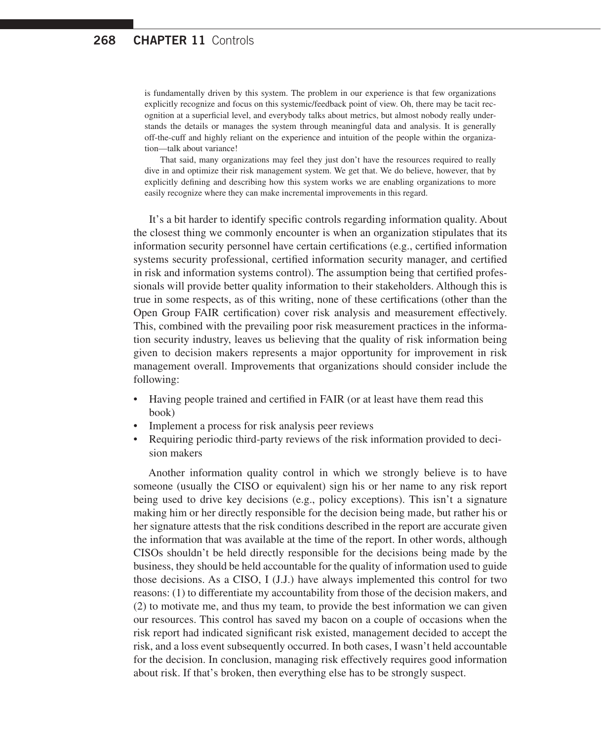is fundamentally driven by this system. The problem in our experience is that few organizations explicitly recognize and focus on this systemic/feedback point of view. Oh, there may be tacit recognition at a superficial level, and everybody talks about metrics, but almost nobody really understands the details or manages the system through meaningful data and analysis. It is generally off-the-cuff and highly reliant on the experience and intuition of the people within the organization—talk about variance!

That said, many organizations may feel they just don't have the resources required to really dive in and optimize their risk management system. We get that. We do believe, however, that by explicitly defining and describing how this system works we are enabling organizations to more easily recognize where they can make incremental improvements in this regard.

It's a bit harder to identify specific controls regarding information quality. About the closest thing we commonly encounter is when an organization stipulates that its information security personnel have certain certifications (e.g., certified information systems security professional, certified information security manager, and certified in risk and information systems control). The assumption being that certified professionals will provide better quality information to their stakeholders. Although this is true in some respects, as of this writing, none of these certifications (other than the Open Group FAIR certification) cover risk analysis and measurement effectively. This, combined with the prevailing poor risk measurement practices in the information security industry, leaves us believing that the quality of risk information being given to decision makers represents a major opportunity for improvement in risk management overall. Improvements that organizations should consider include the following:

- Having people trained and certified in FAIR (or at least have them read this book)
- Implement a process for risk analysis peer reviews
- Requiring periodic third-party reviews of the risk information provided to decision makers

Another information quality control in which we strongly believe is to have someone (usually the CISO or equivalent) sign his or her name to any risk report being used to drive key decisions (e.g., policy exceptions). This isn't a signature making him or her directly responsible for the decision being made, but rather his or her signature attests that the risk conditions described in the report are accurate given the information that was available at the time of the report. In other words, although CISOs shouldn't be held directly responsible for the decisions being made by the business, they should be held accountable for the quality of information used to guide those decisions. As a CISO, I (J.J.) have always implemented this control for two reasons: (1) to differentiate my accountability from those of the decision makers, and (2) to motivate me, and thus my team, to provide the best information we can given our resources. This control has saved my bacon on a couple of occasions when the risk report had indicated significant risk existed, management decided to accept the risk, and a loss event subsequently occurred. In both cases, I wasn't held accountable for the decision. In conclusion, managing risk effectively requires good information about risk. If that's broken, then everything else has to be strongly suspect.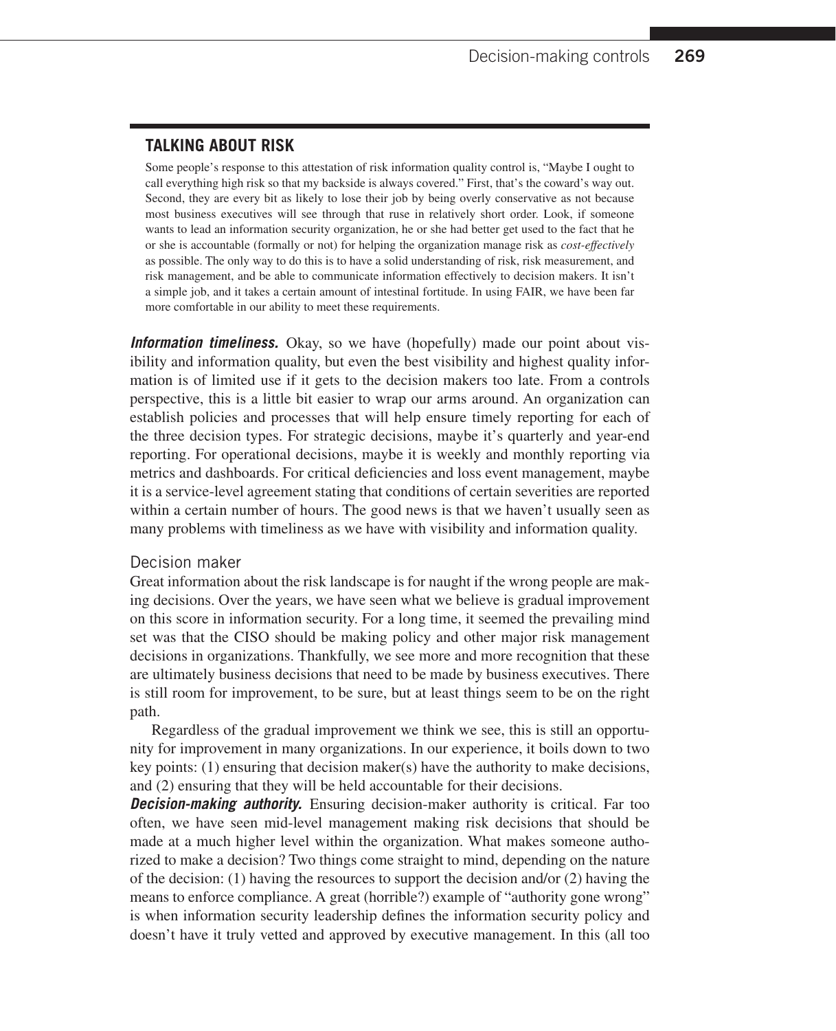## TALKING ABOUT RISK

Some people's response to this attestation of risk information quality control is, "Maybe I ought to call everything high risk so that my backside is always covered." First, that's the coward's way out. Second, they are every bit as likely to lose their job by being overly conservative as not because most business executives will see through that ruse in relatively short order. Look, if someone wants to lead an information security organization, he or she had better get used to the fact that he or she is accountable (formally or not) for helping the organization manage risk as *cost-effectively* as possible. The only way to do this is to have a solid understanding of risk, risk measurement, and risk management, and be able to communicate information effectively to decision makers. It isn't a simple job, and it takes a certain amount of intestinal fortitude. In using FAIR, we have been far more comfortable in our ability to meet these requirements.

***Information timeliness.*** Okay, so we have (hopefully) made our point about visibility and information quality, but even the best visibility and highest quality information is of limited use if it gets to the decision makers too late. From a controls perspective, this is a little bit easier to wrap our arms around. An organization can establish policies and processes that will help ensure timely reporting for each of the three decision types. For strategic decisions, maybe it's quarterly and year-end reporting. For operational decisions, maybe it is weekly and monthly reporting via metrics and dashboards. For critical deficiencies and loss event management, maybe it is a service-level agreement stating that conditions of certain severities are reported within a certain number of hours. The good news is that we haven't usually seen as many problems with timeliness as we have with visibility and information quality.

### Decision maker

Great information about the risk landscape is for naught if the wrong people are making decisions. Over the years, we have seen what we believe is gradual improvement on this score in information security. For a long time, it seemed the prevailing mind set was that the CISO should be making policy and other major risk management decisions in organizations. Thankfully, we see more and more recognition that these are ultimately business decisions that need to be made by business executives. There is still room for improvement, to be sure, but at least things seem to be on the right path.

Regardless of the gradual improvement we think we see, this is still an opportunity for improvement in many organizations. In our experience, it boils down to two key points: (1) ensuring that decision maker(s) have the authority to make decisions, and (2) ensuring that they will be held accountable for their decisions.

***Decision-making authority.*** Ensuring decision-maker authority is critical. Far too often, we have seen mid-level management making risk decisions that should be made at a much higher level within the organization. What makes someone authorized to make a decision? Two things come straight to mind, depending on the nature of the decision: (1) having the resources to support the decision and/or (2) having the means to enforce compliance. A great (horrible?) example of "authority gone wrong" is when information security leadership defines the information security policy and doesn't have it truly vetted and approved by executive management. In this (all too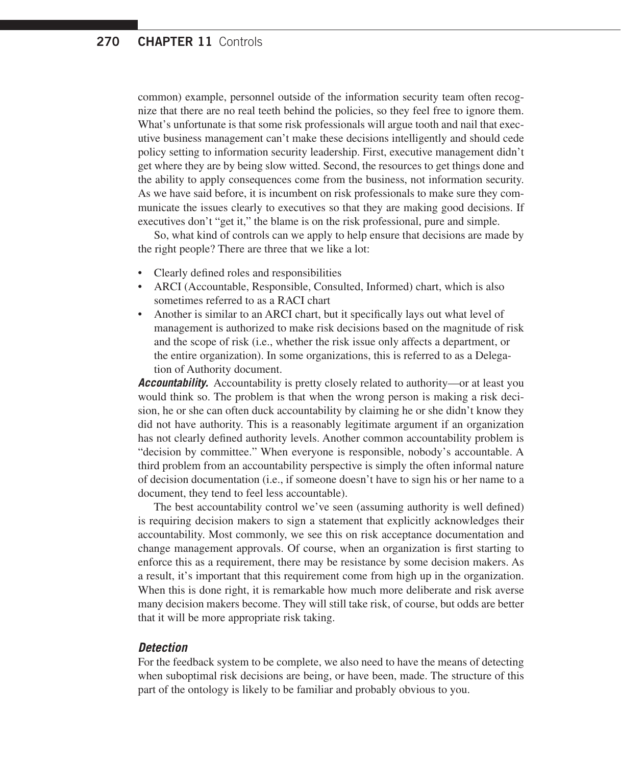common) example, personnel outside of the information security team often recognize that there are no real teeth behind the policies, so they feel free to ignore them. What's unfortunate is that some risk professionals will argue tooth and nail that executive business management can't make these decisions intelligently and should cede policy setting to information security leadership. First, executive management didn't get where they are by being slow witted. Second, the resources to get things done and the ability to apply consequences come from the business, not information security. As we have said before, it is incumbent on risk professionals to make sure they communicate the issues clearly to executives so that they are making good decisions. If executives don't "get it," the blame is on the risk professional, pure and simple.

So, what kind of controls can we apply to help ensure that decisions are made by the right people? There are three that we like a lot:

- Clearly defined roles and responsibilities
- ARCI (Accountable, Responsible, Consulted, Informed) chart, which is also sometimes referred to as a RACI chart
- Another is similar to an ARCI chart, but it specifically lays out what level of management is authorized to make risk decisions based on the magnitude of risk and the scope of risk (i.e., whether the risk issue only affects a department, or the entire organization). In some organizations, this is referred to as a Delegation of Authority document.

***Accountability.*** Accountability is pretty closely related to authority—or at least you would think so. The problem is that when the wrong person is making a risk decision, he or she can often duck accountability by claiming he or she didn't know they did not have authority. This is a reasonably legitimate argument if an organization has not clearly defined authority levels. Another common accountability problem is "decision by committee." When everyone is responsible, nobody's accountable. A third problem from an accountability perspective is simply the often informal nature of decision documentation (i.e., if someone doesn't have to sign his or her name to a document, they tend to feel less accountable).

The best accountability control we've seen (assuming authority is well defined) is requiring decision makers to sign a statement that explicitly acknowledges their accountability. Most commonly, we see this on risk acceptance documentation and change management approvals. Of course, when an organization is first starting to enforce this as a requirement, there may be resistance by some decision makers. As a result, it's important that this requirement come from high up in the organization. When this is done right, it is remarkable how much more deliberate and risk averse many decision makers become. They will still take risk, of course, but odds are better that it will be more appropriate risk taking.

### *Detection*

For the feedback system to be complete, we also need to have the means of detecting when suboptimal risk decisions are being, or have been, made. The structure of this part of the ontology is likely to be familiar and probably obvious to you.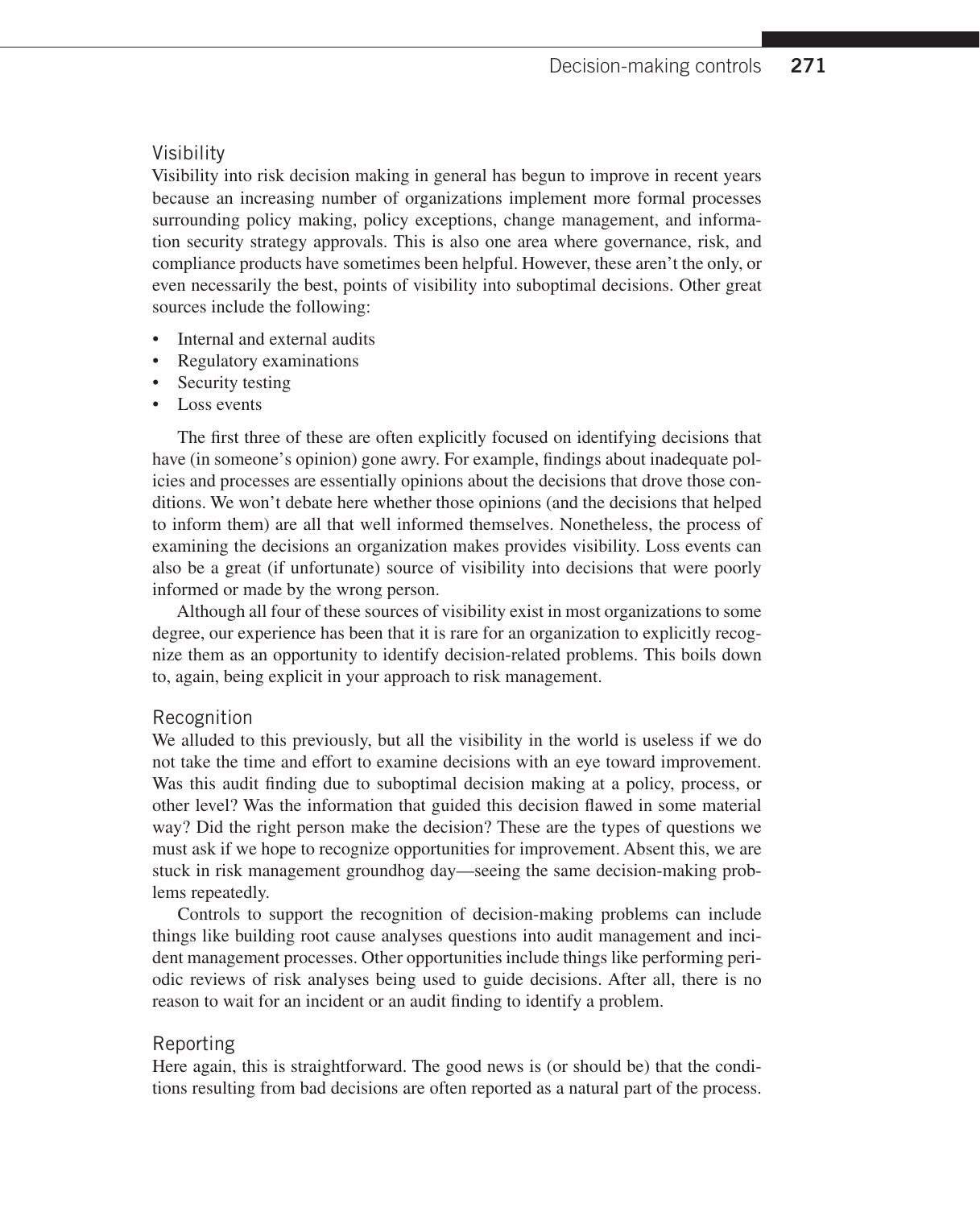### Visibility

Visibility into risk decision making in general has begun to improve in recent years because an increasing number of organizations implement more formal processes surrounding policy making, policy exceptions, change management, and information security strategy approvals. This is also one area where governance, risk, and compliance products have sometimes been helpful. However, these aren't the only, or even necessarily the best, points of visibility into suboptimal decisions. Other great sources include the following:

- Internal and external audits
- Regulatory examinations
- Security testing
- Loss events

The first three of these are often explicitly focused on identifying decisions that have (in someone's opinion) gone awry. For example, findings about inadequate policies and processes are essentially opinions about the decisions that drove those conditions. We won't debate here whether those opinions (and the decisions that helped to inform them) are all that well informed themselves. Nonetheless, the process of examining the decisions an organization makes provides visibility. Loss events can also be a great (if unfortunate) source of visibility into decisions that were poorly informed or made by the wrong person.

Although all four of these sources of visibility exist in most organizations to some degree, our experience has been that it is rare for an organization to explicitly recognize them as an opportunity to identify decision-related problems. This boils down to, again, being explicit in your approach to risk management.

### Recognition

We alluded to this previously, but all the visibility in the world is useless if we do not take the time and effort to examine decisions with an eye toward improvement. Was this audit finding due to suboptimal decision making at a policy, process, or other level? Was the information that guided this decision flawed in some material way? Did the right person make the decision? These are the types of questions we must ask if we hope to recognize opportunities for improvement. Absent this, we are stuck in risk management groundhog day—seeing the same decision-making problems repeatedly.

Controls to support the recognition of decision-making problems can include things like building root cause analyses questions into audit management and incident management processes. Other opportunities include things like performing periodic reviews of risk analyses being used to guide decisions. After all, there is no reason to wait for an incident or an audit finding to identify a problem.

### Reporting

Here again, this is straightforward. The good news is (or should be) that the conditions resulting from bad decisions are often reported as a natural part of the process.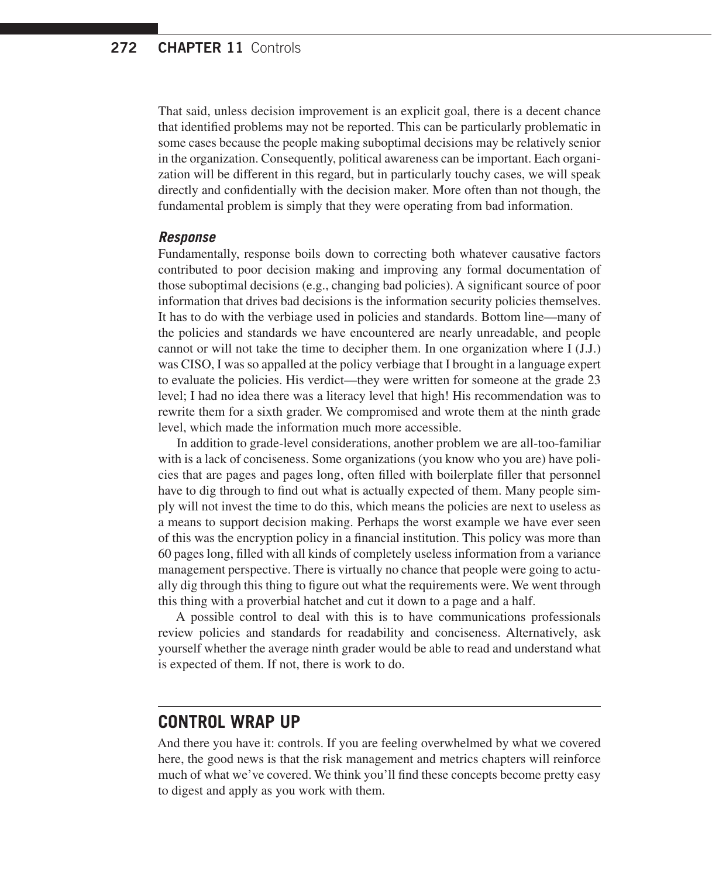That said, unless decision improvement is an explicit goal, there is a decent chance that identified problems may not be reported. This can be particularly problematic in some cases because the people making suboptimal decisions may be relatively senior in the organization. Consequently, political awareness can be important. Each organization will be different in this regard, but in particularly touchy cases, we will speak directly and confidentially with the decision maker. More often than not though, the fundamental problem is simply that they were operating from bad information.

### *Response*

Fundamentally, response boils down to correcting both whatever causative factors contributed to poor decision making and improving any formal documentation of those suboptimal decisions (e.g., changing bad policies). A significant source of poor information that drives bad decisions is the information security policies themselves. It has to do with the verbiage used in policies and standards. Bottom line—many of the policies and standards we have encountered are nearly unreadable, and people cannot or will not take the time to decipher them. In one organization where I (J.J.) was CISO, I was so appalled at the policy verbiage that I brought in a language expert to evaluate the policies. His verdict—they were written for someone at the grade 23 level; I had no idea there was a literacy level that high! His recommendation was to rewrite them for a sixth grader. We compromised and wrote them at the ninth grade level, which made the information much more accessible.

In addition to grade-level considerations, another problem we are all-too-familiar with is a lack of conciseness. Some organizations (you know who you are) have policies that are pages and pages long, often filled with boilerplate filler that personnel have to dig through to find out what is actually expected of them. Many people simply will not invest the time to do this, which means the policies are next to useless as a means to support decision making. Perhaps the worst example we have ever seen of this was the encryption policy in a financial institution. This policy was more than 60 pages long, filled with all kinds of completely useless information from a variance management perspective. There is virtually no chance that people were going to actually dig through this thing to figure out what the requirements were. We went through this thing with a proverbial hatchet and cut it down to a page and a half.

A possible control to deal with this is to have communications professionals review policies and standards for readability and conciseness. Alternatively, ask yourself whether the average ninth grader would be able to read and understand what is expected of them. If not, there is work to do.

## CONTROL WRAP UP

And there you have it: controls. If you are feeling overwhelmed by what we covered here, the good news is that the risk management and metrics chapters will reinforce much of what we've covered. We think you'll find these concepts become pretty easy to digest and apply as you work with them.